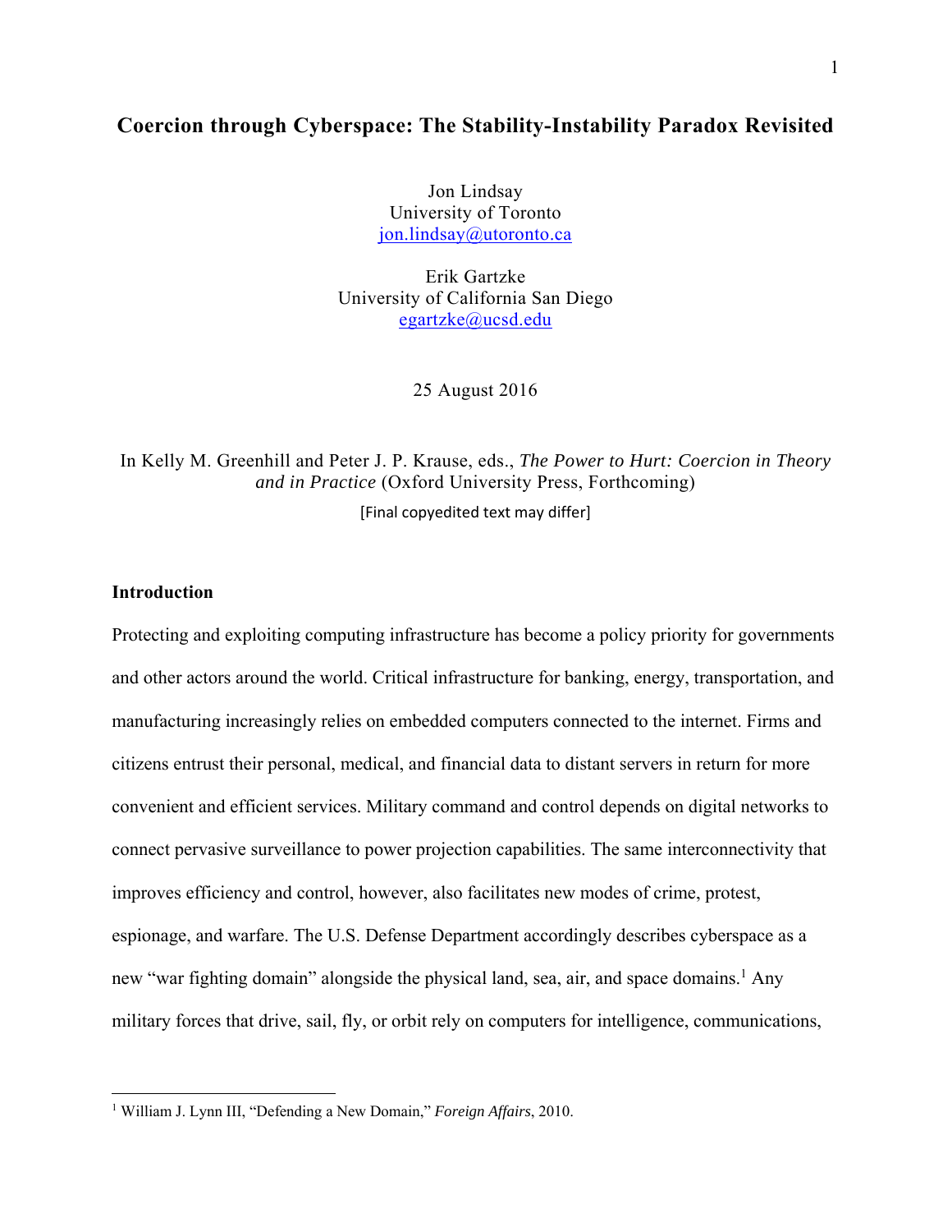# Coercion through Cyberspace: The Stability-Instability Paradox Revisited

Jon Lindsay
University of Toronto
jon.lindsay@utoronto.ca

Erik Gartzke
University of California San Diego
egartzke@ucsd.edu

25 August 2016

In Kelly M. Greenhill and Peter J. P. Krause, eds., *The Power to Hurt: Coercion in Theory and in Practice* (Oxford University Press, Forthcoming)

[Final copyedited text may differ]

## Introduction

Protecting and exploiting computing infrastructure has become a policy priority for governments and other actors around the world. Critical infrastructure for banking, energy, transportation, and manufacturing increasingly relies on embedded computers connected to the internet. Firms and citizens entrust their personal, medical, and financial data to distant servers in return for more convenient and efficient services. Military command and control depends on digital networks to connect pervasive surveillance to power projection capabilities. The same interconnectivity that improves efficiency and control, however, also facilitates new modes of crime, protest, espionage, and warfare. The U.S. Defense Department accordingly describes cyberspace as a new "war fighting domain" alongside the physical land, sea, air, and space domains.[1] Any military forces that drive, sail, fly, or orbit rely on computers for intelligence, communications,

[1] William J. Lynn III, "Defending a New Domain," *Foreign Affairs*, 2010.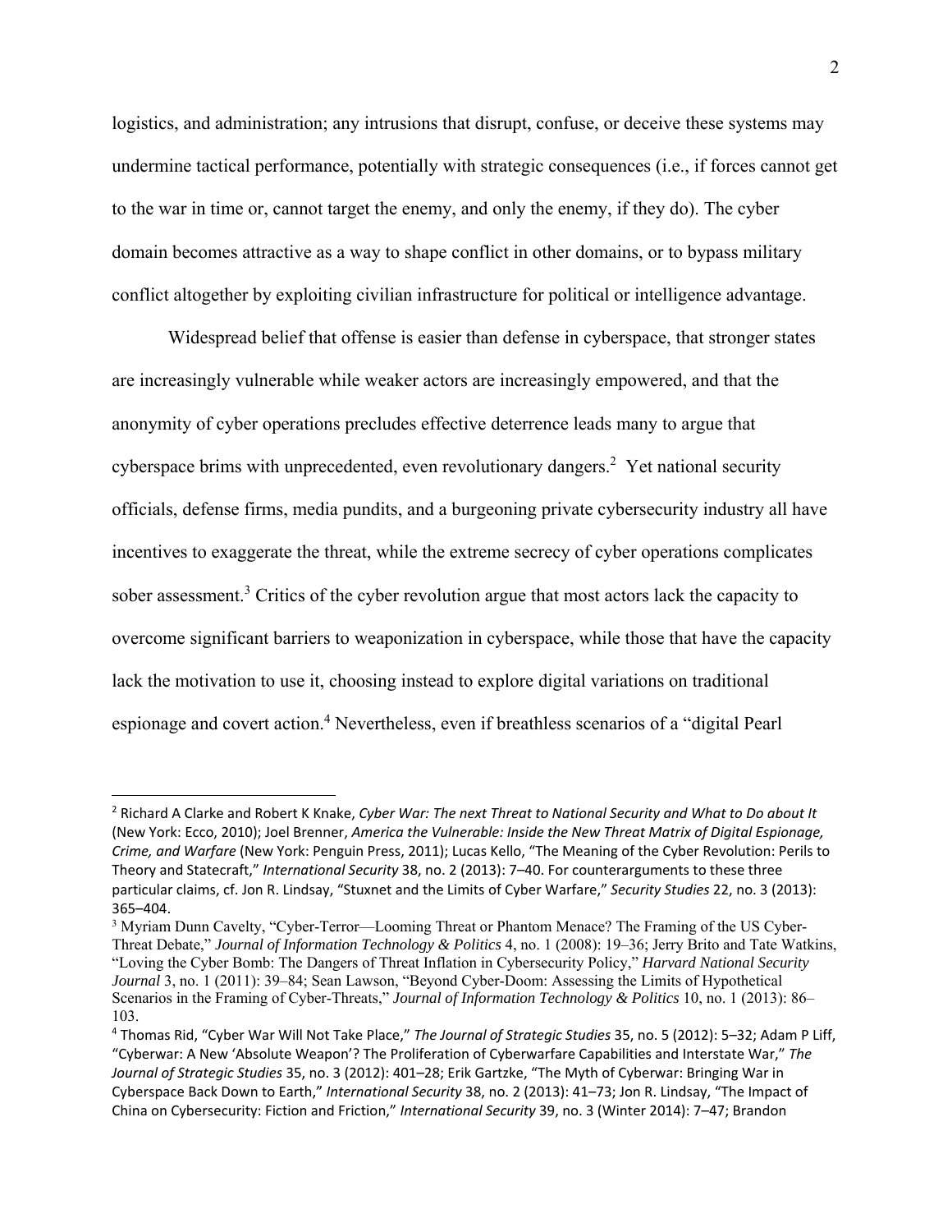logistics, and administration; any intrusions that disrupt, confuse, or deceive these systems may undermine tactical performance, potentially with strategic consequences (i.e., if forces cannot get to the war in time or, cannot target the enemy, and only the enemy, if they do). The cyber domain becomes attractive as a way to shape conflict in other domains, or to bypass military conflict altogether by exploiting civilian infrastructure for political or intelligence advantage.

Widespread belief that offense is easier than defense in cyberspace, that stronger states are increasingly vulnerable while weaker actors are increasingly empowered, and that the anonymity of cyber operations precludes effective deterrence leads many to argue that cyberspace brims with unprecedented, even revolutionary dangers.[2] Yet national security officials, defense firms, media pundits, and a burgeoning private cybersecurity industry all have incentives to exaggerate the threat, while the extreme secrecy of cyber operations complicates sober assessment.[3] Critics of the cyber revolution argue that most actors lack the capacity to overcome significant barriers to weaponization in cyberspace, while those that have the capacity lack the motivation to use it, choosing instead to explore digital variations on traditional espionage and covert action.[4] Nevertheless, even if breathless scenarios of a "digital Pearl

---

[2] Richard A Clarke and Robert K Knake, *Cyber War: The next Threat to National Security and What to Do about It* (New York: Ecco, 2010); Joel Brenner, *America the Vulnerable: Inside the New Threat Matrix of Digital Espionage, Crime, and Warfare* (New York: Penguin Press, 2011); Lucas Kello, "The Meaning of the Cyber Revolution: Perils to Theory and Statecraft," *International Security* 38, no. 2 (2013): 7–40. For counterarguments to these three particular claims, cf. Jon R. Lindsay, "Stuxnet and the Limits of Cyber Warfare," *Security Studies* 22, no. 3 (2013): 365–404.

[3] Myriam Dunn Cavelty, "Cyber-Terror—Looming Threat or Phantom Menace? The Framing of the US Cyber-Threat Debate," *Journal of Information Technology & Politics* 4, no. 1 (2008): 19–36; Jerry Brito and Tate Watkins, "Loving the Cyber Bomb: The Dangers of Threat Inflation in Cybersecurity Policy," *Harvard National Security Journal* 3, no. 1 (2011): 39–84; Sean Lawson, "Beyond Cyber-Doom: Assessing the Limits of Hypothetical Scenarios in the Framing of Cyber-Threats," *Journal of Information Technology & Politics* 10, no. 1 (2013): 86–103.

[4] Thomas Rid, "Cyber War Will Not Take Place," *The Journal of Strategic Studies* 35, no. 5 (2012): 5–32; Adam P Liff, "Cyberwar: A New 'Absolute Weapon'? The Proliferation of Cyberwarfare Capabilities and Interstate War," *The Journal of Strategic Studies* 35, no. 3 (2012): 401–28; Erik Gartzke, "The Myth of Cyberwar: Bringing War in Cyberspace Back Down to Earth," *International Security* 38, no. 2 (2013): 41–73; Jon R. Lindsay, "The Impact of China on Cybersecurity: Fiction and Friction," *International Security* 39, no. 3 (Winter 2014): 7–47; Brandon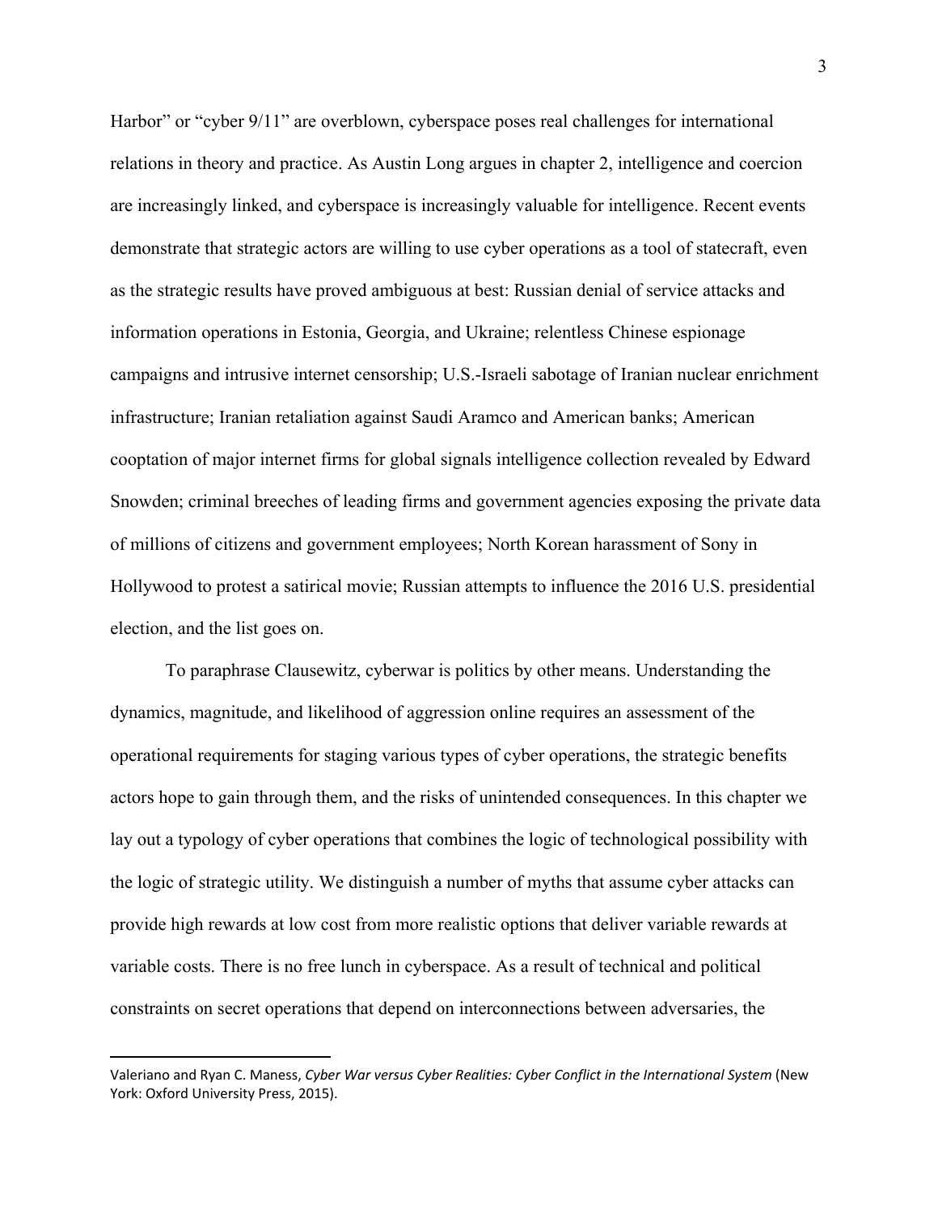Harbor" or "cyber 9/11" are overblown, cyberspace poses real challenges for international relations in theory and practice. As Austin Long argues in chapter 2, intelligence and coercion are increasingly linked, and cyberspace is increasingly valuable for intelligence. Recent events demonstrate that strategic actors are willing to use cyber operations as a tool of statecraft, even as the strategic results have proved ambiguous at best: Russian denial of service attacks and information operations in Estonia, Georgia, and Ukraine; relentless Chinese espionage campaigns and intrusive internet censorship; U.S.-Israeli sabotage of Iranian nuclear enrichment infrastructure; Iranian retaliation against Saudi Aramco and American banks; American cooptation of major internet firms for global signals intelligence collection revealed by Edward Snowden; criminal breeches of leading firms and government agencies exposing the private data of millions of citizens and government employees; North Korean harassment of Sony in Hollywood to protest a satirical movie; Russian attempts to influence the 2016 U.S. presidential election, and the list goes on.

To paraphrase Clausewitz, cyberwar is politics by other means. Understanding the dynamics, magnitude, and likelihood of aggression online requires an assessment of the operational requirements for staging various types of cyber operations, the strategic benefits actors hope to gain through them, and the risks of unintended consequences. In this chapter we lay out a typology of cyber operations that combines the logic of technological possibility with the logic of strategic utility. We distinguish a number of myths that assume cyber attacks can provide high rewards at low cost from more realistic options that deliver variable rewards at variable costs. There is no free lunch in cyberspace. As a result of technical and political constraints on secret operations that depend on interconnections between adversaries, the

---

Valeriano and Ryan C. Maness, *Cyber War versus Cyber Realities: Cyber Conflict in the International System* (New York: Oxford University Press, 2015).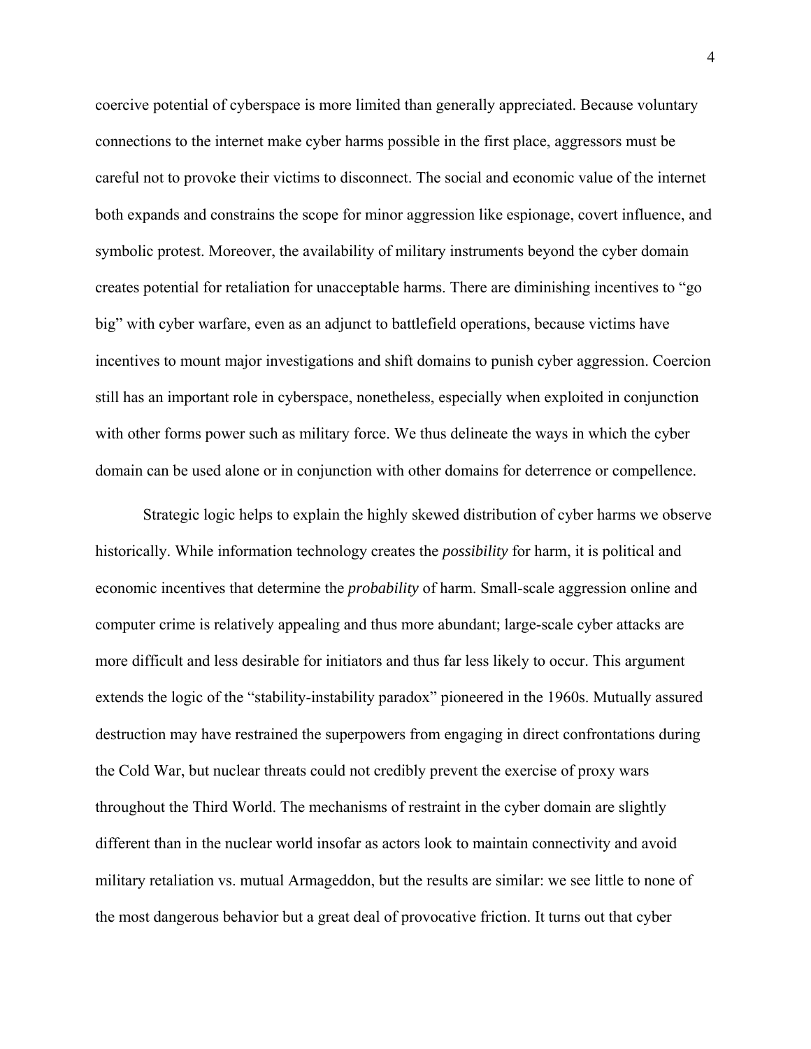coercive potential of cyberspace is more limited than generally appreciated. Because voluntary connections to the internet make cyber harms possible in the first place, aggressors must be careful not to provoke their victims to disconnect. The social and economic value of the internet both expands and constrains the scope for minor aggression like espionage, covert influence, and symbolic protest. Moreover, the availability of military instruments beyond the cyber domain creates potential for retaliation for unacceptable harms. There are diminishing incentives to "go big" with cyber warfare, even as an adjunct to battlefield operations, because victims have incentives to mount major investigations and shift domains to punish cyber aggression. Coercion still has an important role in cyberspace, nonetheless, especially when exploited in conjunction with other forms power such as military force. We thus delineate the ways in which the cyber domain can be used alone or in conjunction with other domains for deterrence or compellence.

Strategic logic helps to explain the highly skewed distribution of cyber harms we observe historically. While information technology creates the *possibility* for harm, it is political and economic incentives that determine the *probability* of harm. Small-scale aggression online and computer crime is relatively appealing and thus more abundant; large-scale cyber attacks are more difficult and less desirable for initiators and thus far less likely to occur. This argument extends the logic of the "stability-instability paradox" pioneered in the 1960s. Mutually assured destruction may have restrained the superpowers from engaging in direct confrontations during the Cold War, but nuclear threats could not credibly prevent the exercise of proxy wars throughout the Third World. The mechanisms of restraint in the cyber domain are slightly different than in the nuclear world insofar as actors look to maintain connectivity and avoid military retaliation vs. mutual Armageddon, but the results are similar: we see little to none of the most dangerous behavior but a great deal of provocative friction. It turns out that cyber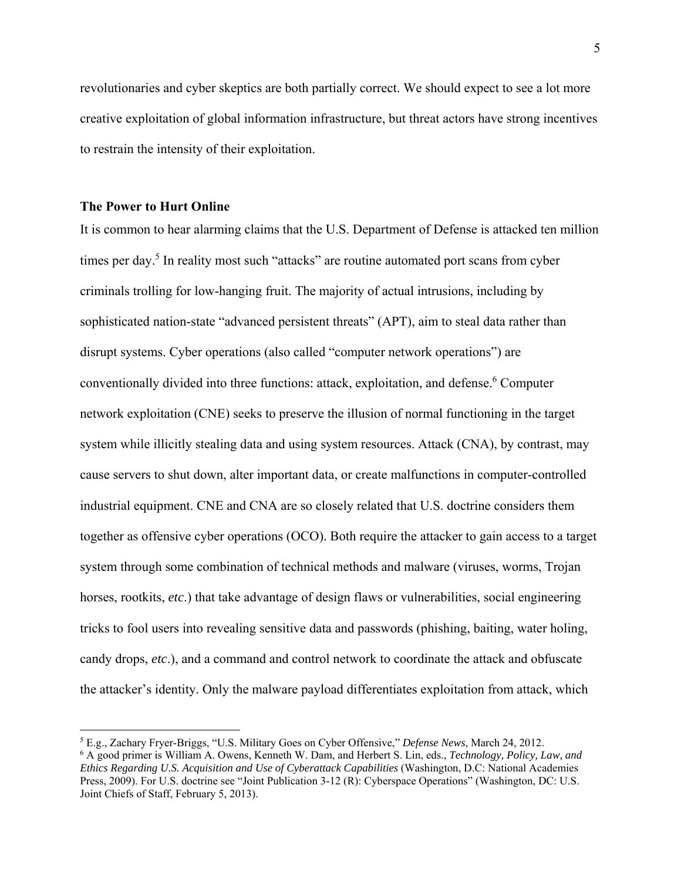revolutionaries and cyber skeptics are both partially correct. We should expect to see a lot more creative exploitation of global information infrastructure, but threat actors have strong incentives to restrain the intensity of their exploitation.

## The Power to Hurt Online

It is common to hear alarming claims that the U.S. Department of Defense is attacked ten million times per day.[5] In reality most such "attacks" are routine automated port scans from cyber criminals trolling for low-hanging fruit. The majority of actual intrusions, including by sophisticated nation-state "advanced persistent threats" (APT), aim to steal data rather than disrupt systems. Cyber operations (also called "computer network operations") are conventionally divided into three functions: attack, exploitation, and defense.[6] Computer network exploitation (CNE) seeks to preserve the illusion of normal functioning in the target system while illicitly stealing data and using system resources. Attack (CNA), by contrast, may cause servers to shut down, alter important data, or create malfunctions in computer-controlled industrial equipment. CNE and CNA are so closely related that U.S. doctrine considers them together as offensive cyber operations (OCO). Both require the attacker to gain access to a target system through some combination of technical methods and malware (viruses, worms, Trojan horses, rootkits, *etc*.) that take advantage of design flaws or vulnerabilities, social engineering tricks to fool users into revealing sensitive data and passwords (phishing, baiting, water holing, candy drops, *etc*.), and a command and control network to coordinate the attack and obfuscate the attacker's identity. Only the malware payload differentiates exploitation from attack, which

---

[5] E.g., Zachary Fryer-Briggs, "U.S. Military Goes on Cyber Offensive," *Defense News*, March 24, 2012.

[6] A good primer is William A. Owens, Kenneth W. Dam, and Herbert S. Lin, eds., *Technology, Policy, Law, and Ethics Regarding U.S. Acquisition and Use of Cyberattack Capabilities* (Washington, D.C: National Academies Press, 2009). For U.S. doctrine see "Joint Publication 3-12 (R): Cyberspace Operations" (Washington, DC: U.S. Joint Chiefs of Staff, February 5, 2013).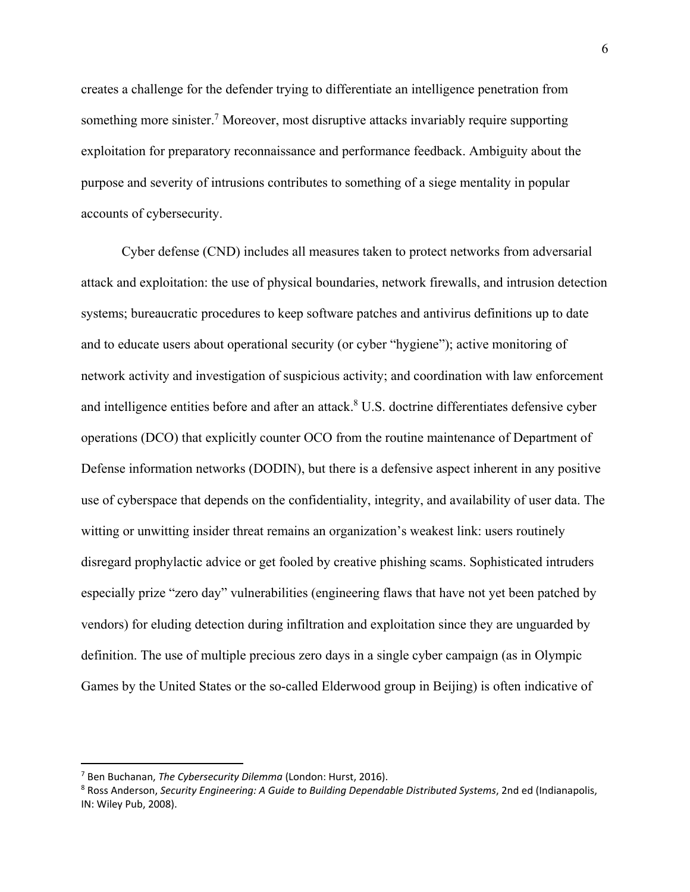creates a challenge for the defender trying to differentiate an intelligence penetration from something more sinister.[7] Moreover, most disruptive attacks invariably require supporting exploitation for preparatory reconnaissance and performance feedback. Ambiguity about the purpose and severity of intrusions contributes to something of a siege mentality in popular accounts of cybersecurity.

Cyber defense (CND) includes all measures taken to protect networks from adversarial attack and exploitation: the use of physical boundaries, network firewalls, and intrusion detection systems; bureaucratic procedures to keep software patches and antivirus definitions up to date and to educate users about operational security (or cyber "hygiene"); active monitoring of network activity and investigation of suspicious activity; and coordination with law enforcement and intelligence entities before and after an attack.[8] U.S. doctrine differentiates defensive cyber operations (DCO) that explicitly counter OCO from the routine maintenance of Department of Defense information networks (DODIN), but there is a defensive aspect inherent in any positive use of cyberspace that depends on the confidentiality, integrity, and availability of user data. The witting or unwitting insider threat remains an organization's weakest link: users routinely disregard prophylactic advice or get fooled by creative phishing scams. Sophisticated intruders especially prize "zero day" vulnerabilities (engineering flaws that have not yet been patched by vendors) for eluding detection during infiltration and exploitation since they are unguarded by definition. The use of multiple precious zero days in a single cyber campaign (as in Olympic Games by the United States or the so-called Elderwood group in Beijing) is often indicative of

---

[7] Ben Buchanan, *The Cybersecurity Dilemma* (London: Hurst, 2016).

[8] Ross Anderson, *Security Engineering: A Guide to Building Dependable Distributed Systems*, 2nd ed (Indianapolis, IN: Wiley Pub, 2008).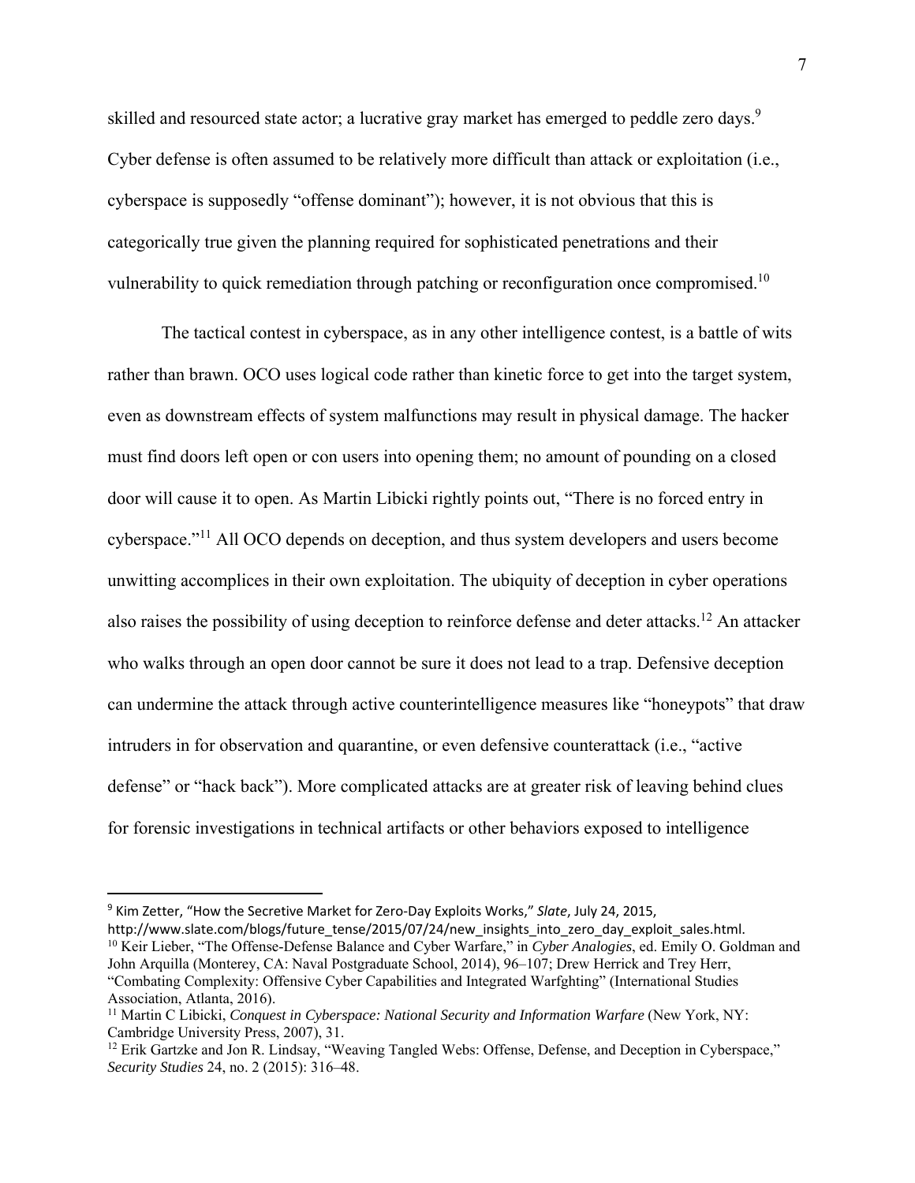skilled and resourced state actor; a lucrative gray market has emerged to peddle zero days.[9] Cyber defense is often assumed to be relatively more difficult than attack or exploitation (i.e., cyberspace is supposedly "offense dominant"); however, it is not obvious that this is categorically true given the planning required for sophisticated penetrations and their vulnerability to quick remediation through patching or reconfiguration once compromised.[10]

The tactical contest in cyberspace, as in any other intelligence contest, is a battle of wits rather than brawn. OCO uses logical code rather than kinetic force to get into the target system, even as downstream effects of system malfunctions may result in physical damage. The hacker must find doors left open or con users into opening them; no amount of pounding on a closed door will cause it to open. As Martin Libicki rightly points out, "There is no forced entry in cyberspace."[11] All OCO depends on deception, and thus system developers and users become unwitting accomplices in their own exploitation. The ubiquity of deception in cyber operations also raises the possibility of using deception to reinforce defense and deter attacks.[12] An attacker who walks through an open door cannot be sure it does not lead to a trap. Defensive deception can undermine the attack through active counterintelligence measures like "honeypots" that draw intruders in for observation and quarantine, or even defensive counterattack (i.e., "active defense" or "hack back"). More complicated attacks are at greater risk of leaving behind clues for forensic investigations in technical artifacts or other behaviors exposed to intelligence

---

[9] Kim Zetter, "How the Secretive Market for Zero-Day Exploits Works," *Slate*, July 24, 2015, http://www.slate.com/blogs/future_tense/2015/07/24/new_insights_into_zero_day_exploit_sales.html.

[10] Keir Lieber, "The Offense-Defense Balance and Cyber Warfare," in *Cyber Analogies*, ed. Emily O. Goldman and John Arquilla (Monterey, CA: Naval Postgraduate School, 2014), 96–107; Drew Herrick and Trey Herr, "Combating Complexity: Offensive Cyber Capabilities and Integrated Warfghting" (International Studies Association, Atlanta, 2016).

[11] Martin C Libicki, *Conquest in Cyberspace: National Security and Information Warfare* (New York, NY: Cambridge University Press, 2007), 31.

[12] Erik Gartzke and Jon R. Lindsay, "Weaving Tangled Webs: Offense, Defense, and Deception in Cyberspace," *Security Studies* 24, no. 2 (2015): 316–48.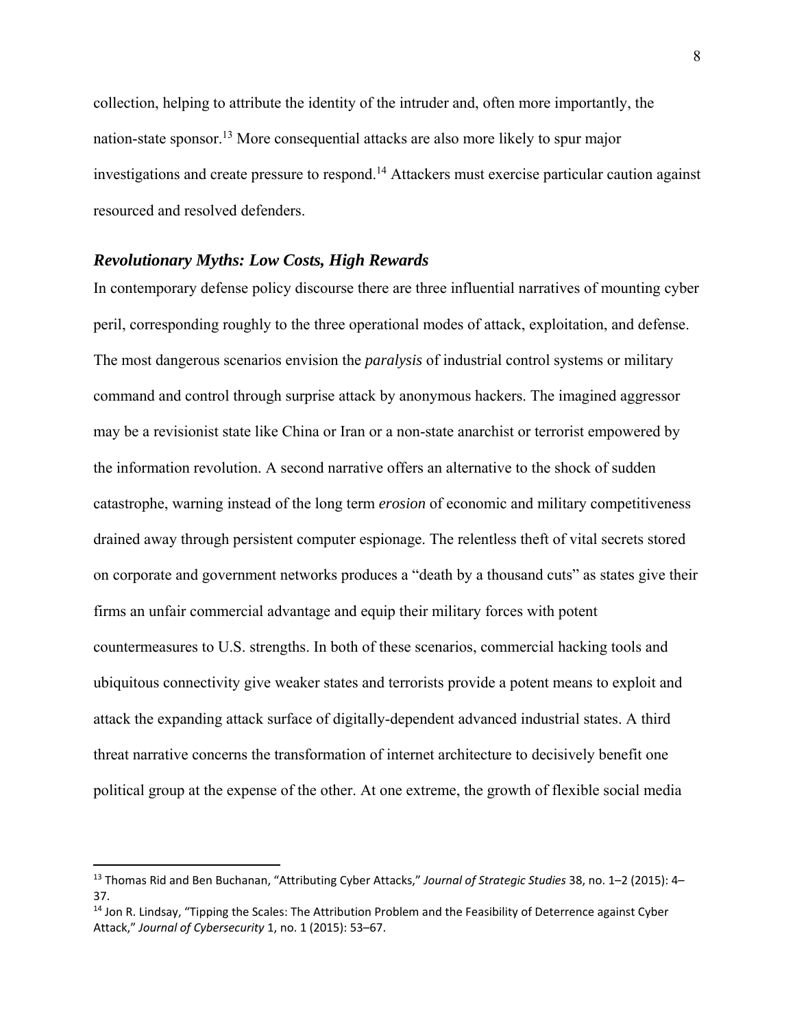collection, helping to attribute the identity of the intruder and, often more importantly, the nation-state sponsor.[13] More consequential attacks are also more likely to spur major investigations and create pressure to respond.[14] Attackers must exercise particular caution against resourced and resolved defenders.

### *Revolutionary Myths: Low Costs, High Rewards*

In contemporary defense policy discourse there are three influential narratives of mounting cyber peril, corresponding roughly to the three operational modes of attack, exploitation, and defense. The most dangerous scenarios envision the *paralysis* of industrial control systems or military command and control through surprise attack by anonymous hackers. The imagined aggressor may be a revisionist state like China or Iran or a non-state anarchist or terrorist empowered by the information revolution. A second narrative offers an alternative to the shock of sudden catastrophe, warning instead of the long term *erosion* of economic and military competitiveness drained away through persistent computer espionage. The relentless theft of vital secrets stored on corporate and government networks produces a "death by a thousand cuts" as states give their firms an unfair commercial advantage and equip their military forces with potent countermeasures to U.S. strengths. In both of these scenarios, commercial hacking tools and ubiquitous connectivity give weaker states and terrorists provide a potent means to exploit and attack the expanding attack surface of digitally-dependent advanced industrial states. A third threat narrative concerns the transformation of internet architecture to decisively benefit one political group at the expense of the other. At one extreme, the growth of flexible social media

---

[13] Thomas Rid and Ben Buchanan, "Attributing Cyber Attacks," *Journal of Strategic Studies* 38, no. 1–2 (2015): 4–37.

[14] Jon R. Lindsay, "Tipping the Scales: The Attribution Problem and the Feasibility of Deterrence against Cyber Attack," *Journal of Cybersecurity* 1, no. 1 (2015): 53–67.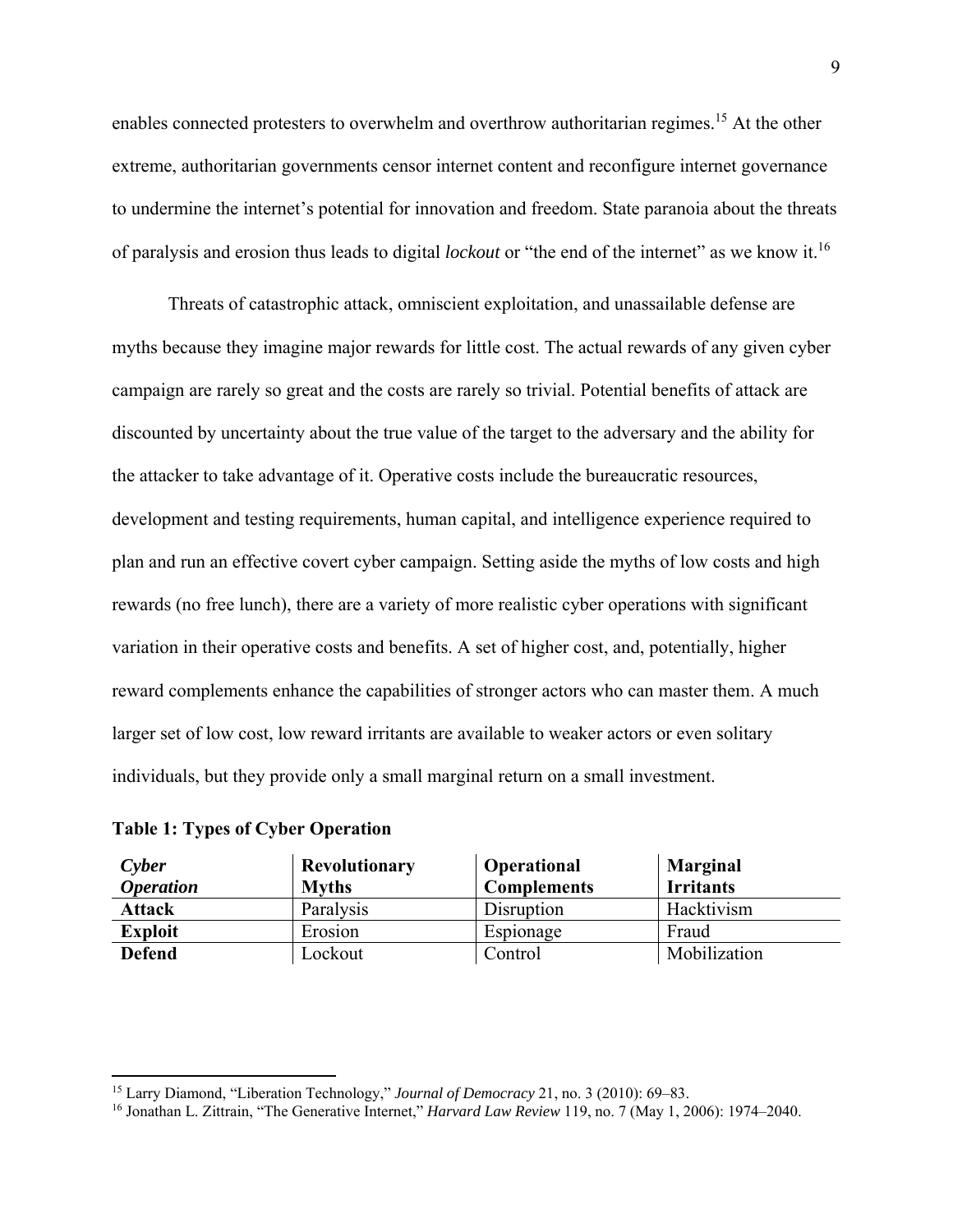enables connected protesters to overwhelm and overthrow authoritarian regimes.[15] At the other extreme, authoritarian governments censor internet content and reconfigure internet governance to undermine the internet's potential for innovation and freedom. State paranoia about the threats of paralysis and erosion thus leads to digital *lockout* or "the end of the internet" as we know it.[16]

Threats of catastrophic attack, omniscient exploitation, and unassailable defense are myths because they imagine major rewards for little cost. The actual rewards of any given cyber campaign are rarely so great and the costs are rarely so trivial. Potential benefits of attack are discounted by uncertainty about the true value of the target to the adversary and the ability for the attacker to take advantage of it. Operative costs include the bureaucratic resources, development and testing requirements, human capital, and intelligence experience required to plan and run an effective covert cyber campaign. Setting aside the myths of low costs and high rewards (no free lunch), there are a variety of more realistic cyber operations with significant variation in their operative costs and benefits. A set of higher cost, and, potentially, higher reward complements enhance the capabilities of stronger actors who can master them. A much larger set of low cost, low reward irritants are available to weaker actors or even solitary individuals, but they provide only a small marginal return on a small investment.

**Table 1: Types of Cyber Operation**

| ***Cyber Operation*** | **Revolutionary Myths** | **Operational Complements** | **Marginal Irritants** |
|---|---|---|---|
| **Attack** | Paralysis | Disruption | Hacktivism |
| **Exploit** | Erosion | Espionage | Fraud |
| **Defend** | Lockout | Control | Mobilization |

[15] Larry Diamond, "Liberation Technology," *Journal of Democracy* 21, no. 3 (2010): 69–83.

[16] Jonathan L. Zittrain, "The Generative Internet," *Harvard Law Review* 119, no. 7 (May 1, 2006): 1974–2040.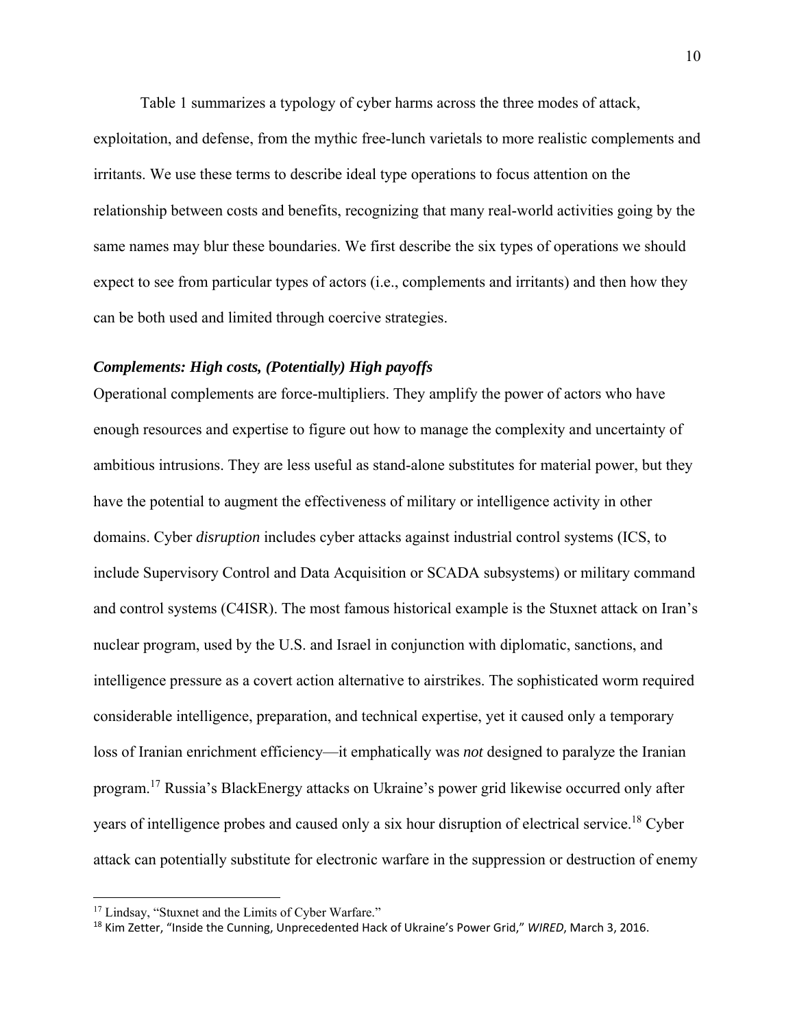Table 1 summarizes a typology of cyber harms across the three modes of attack, exploitation, and defense, from the mythic free-lunch varietals to more realistic complements and irritants. We use these terms to describe ideal type operations to focus attention on the relationship between costs and benefits, recognizing that many real-world activities going by the same names may blur these boundaries. We first describe the six types of operations we should expect to see from particular types of actors (i.e., complements and irritants) and then how they can be both used and limited through coercive strategies.

### *Complements: High costs, (Potentially) High payoffs*

Operational complements are force-multipliers. They amplify the power of actors who have enough resources and expertise to figure out how to manage the complexity and uncertainty of ambitious intrusions. They are less useful as stand-alone substitutes for material power, but they have the potential to augment the effectiveness of military or intelligence activity in other domains. Cyber *disruption* includes cyber attacks against industrial control systems (ICS, to include Supervisory Control and Data Acquisition or SCADA subsystems) or military command and control systems (C4ISR). The most famous historical example is the Stuxnet attack on Iran's nuclear program, used by the U.S. and Israel in conjunction with diplomatic, sanctions, and intelligence pressure as a covert action alternative to airstrikes. The sophisticated worm required considerable intelligence, preparation, and technical expertise, yet it caused only a temporary loss of Iranian enrichment efficiency—it emphatically was *not* designed to paralyze the Iranian program.[17] Russia's BlackEnergy attacks on Ukraine's power grid likewise occurred only after years of intelligence probes and caused only a six hour disruption of electrical service.[18] Cyber attack can potentially substitute for electronic warfare in the suppression or destruction of enemy

---

[17] Lindsay, "Stuxnet and the Limits of Cyber Warfare."

[18] Kim Zetter, "Inside the Cunning, Unprecedented Hack of Ukraine's Power Grid," *WIRED*, March 3, 2016.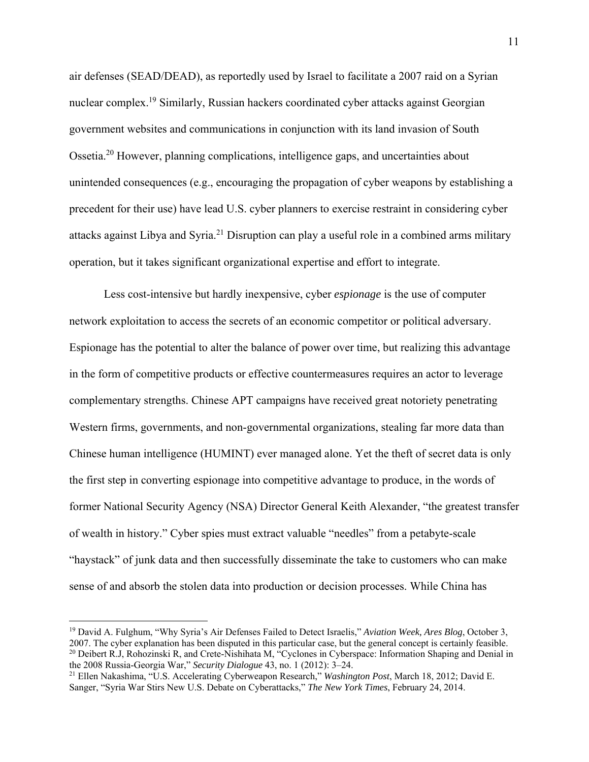air defenses (SEAD/DEAD), as reportedly used by Israel to facilitate a 2007 raid on a Syrian nuclear complex.[19] Similarly, Russian hackers coordinated cyber attacks against Georgian government websites and communications in conjunction with its land invasion of South Ossetia.[20] However, planning complications, intelligence gaps, and uncertainties about unintended consequences (e.g., encouraging the propagation of cyber weapons by establishing a precedent for their use) have lead U.S. cyber planners to exercise restraint in considering cyber attacks against Libya and Syria.[21] Disruption can play a useful role in a combined arms military operation, but it takes significant organizational expertise and effort to integrate.

Less cost-intensive but hardly inexpensive, cyber *espionage* is the use of computer network exploitation to access the secrets of an economic competitor or political adversary. Espionage has the potential to alter the balance of power over time, but realizing this advantage in the form of competitive products or effective countermeasures requires an actor to leverage complementary strengths. Chinese APT campaigns have received great notoriety penetrating Western firms, governments, and non-governmental organizations, stealing far more data than Chinese human intelligence (HUMINT) ever managed alone. Yet the theft of secret data is only the first step in converting espionage into competitive advantage to produce, in the words of former National Security Agency (NSA) Director General Keith Alexander, "the greatest transfer of wealth in history." Cyber spies must extract valuable "needles" from a petabyte-scale "haystack" of junk data and then successfully disseminate the take to customers who can make sense of and absorb the stolen data into production or decision processes. While China has

---

[19] David A. Fulghum, "Why Syria's Air Defenses Failed to Detect Israelis," *Aviation Week, Ares Blog*, October 3, 2007. The cyber explanation has been disputed in this particular case, but the general concept is certainly feasible.

[20] Deibert R.J, Rohozinski R, and Crete-Nishihata M, "Cyclones in Cyberspace: Information Shaping and Denial in the 2008 Russia-Georgia War," *Security Dialogue* 43, no. 1 (2012): 3–24.

[21] Ellen Nakashima, "U.S. Accelerating Cyberweapon Research," *Washington Post*, March 18, 2012; David E. Sanger, "Syria War Stirs New U.S. Debate on Cyberattacks," *The New York Times*, February 24, 2014.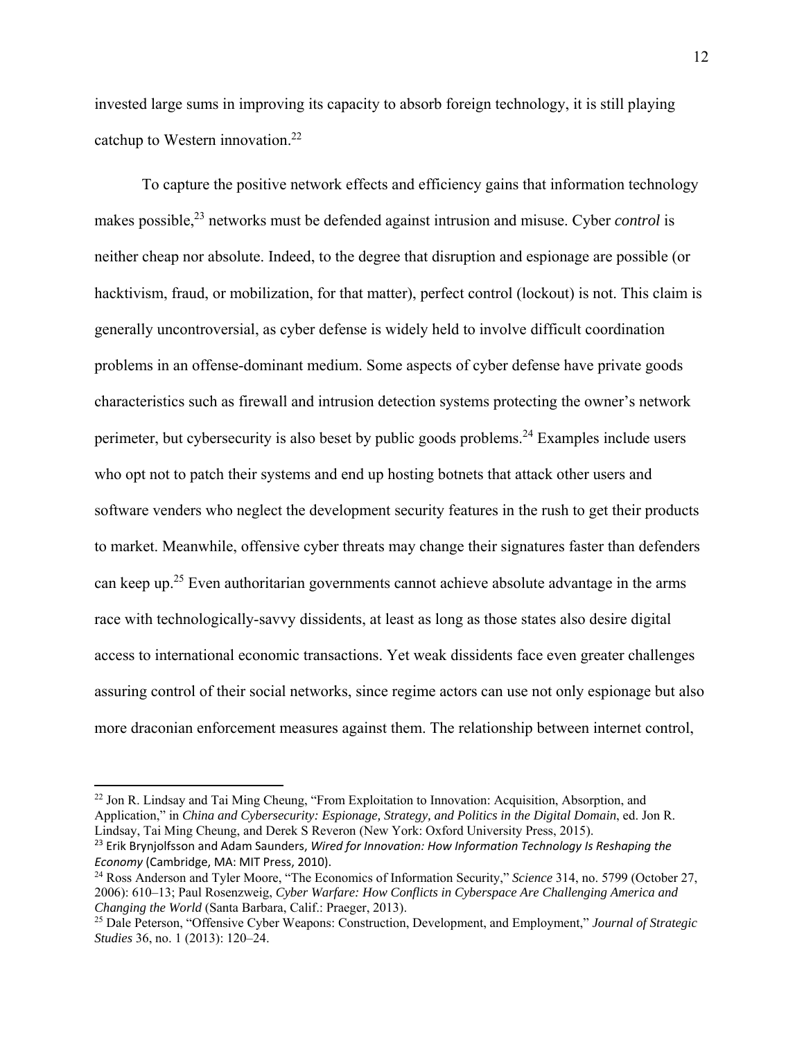invested large sums in improving its capacity to absorb foreign technology, it is still playing catchup to Western innovation.[22]

To capture the positive network effects and efficiency gains that information technology makes possible,[23] networks must be defended against intrusion and misuse. Cyber *control* is neither cheap nor absolute. Indeed, to the degree that disruption and espionage are possible (or hacktivism, fraud, or mobilization, for that matter), perfect control (lockout) is not. This claim is generally uncontroversial, as cyber defense is widely held to involve difficult coordination problems in an offense-dominant medium. Some aspects of cyber defense have private goods characteristics such as firewall and intrusion detection systems protecting the owner's network perimeter, but cybersecurity is also beset by public goods problems.[24] Examples include users who opt not to patch their systems and end up hosting botnets that attack other users and software venders who neglect the development security features in the rush to get their products to market. Meanwhile, offensive cyber threats may change their signatures faster than defenders can keep up.[25] Even authoritarian governments cannot achieve absolute advantage in the arms race with technologically-savvy dissidents, at least as long as those states also desire digital access to international economic transactions. Yet weak dissidents face even greater challenges assuring control of their social networks, since regime actors can use not only espionage but also more draconian enforcement measures against them. The relationship between internet control,

---

[22] Jon R. Lindsay and Tai Ming Cheung, "From Exploitation to Innovation: Acquisition, Absorption, and Application," in *China and Cybersecurity: Espionage, Strategy, and Politics in the Digital Domain*, ed. Jon R. Lindsay, Tai Ming Cheung, and Derek S Reveron (New York: Oxford University Press, 2015).

[23] Erik Brynjolfsson and Adam Saunders, *Wired for Innovation: How Information Technology Is Reshaping the Economy* (Cambridge, MA: MIT Press, 2010).

[24] Ross Anderson and Tyler Moore, "The Economics of Information Security," *Science* 314, no. 5799 (October 27, 2006): 610–13; Paul Rosenzweig, *Cyber Warfare: How Conflicts in Cyberspace Are Challenging America and Changing the World* (Santa Barbara, Calif.: Praeger, 2013).

[25] Dale Peterson, "Offensive Cyber Weapons: Construction, Development, and Employment," *Journal of Strategic Studies* 36, no. 1 (2013): 120–24.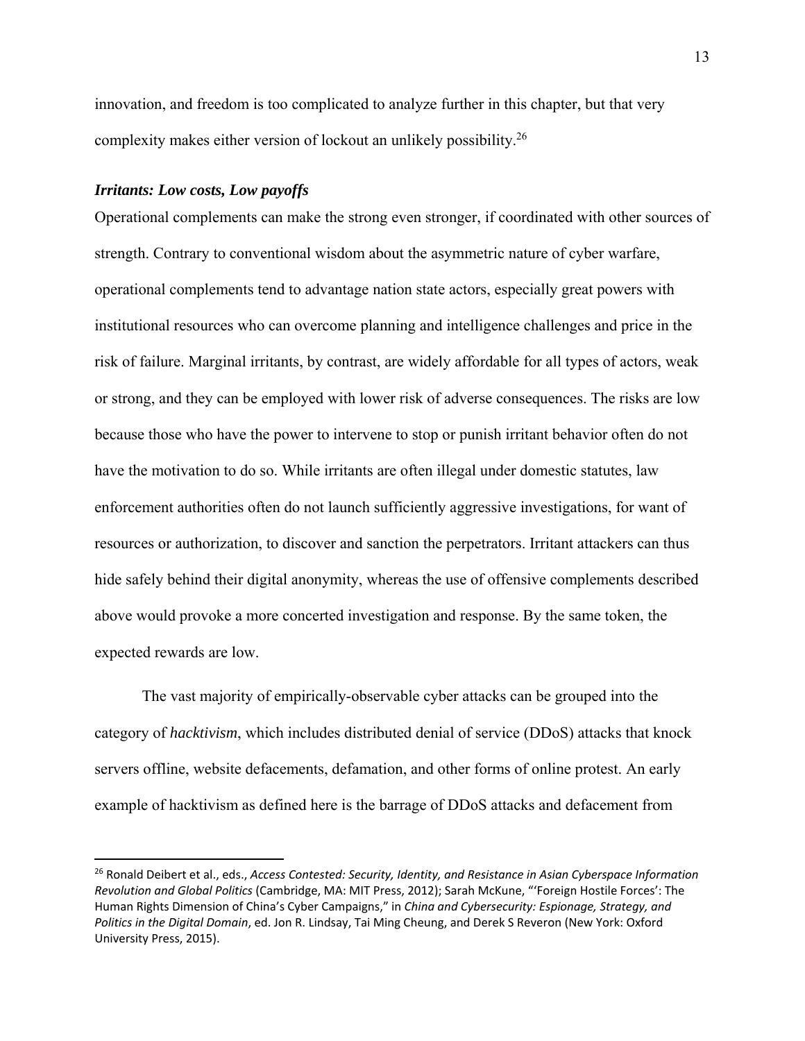innovation, and freedom is too complicated to analyze further in this chapter, but that very complexity makes either version of lockout an unlikely possibility.[26]

### *Irritants: Low costs, Low payoffs*

Operational complements can make the strong even stronger, if coordinated with other sources of strength. Contrary to conventional wisdom about the asymmetric nature of cyber warfare, operational complements tend to advantage nation state actors, especially great powers with institutional resources who can overcome planning and intelligence challenges and price in the risk of failure. Marginal irritants, by contrast, are widely affordable for all types of actors, weak or strong, and they can be employed with lower risk of adverse consequences. The risks are low because those who have the power to intervene to stop or punish irritant behavior often do not have the motivation to do so. While irritants are often illegal under domestic statutes, law enforcement authorities often do not launch sufficiently aggressive investigations, for want of resources or authorization, to discover and sanction the perpetrators. Irritant attackers can thus hide safely behind their digital anonymity, whereas the use of offensive complements described above would provoke a more concerted investigation and response. By the same token, the expected rewards are low.

The vast majority of empirically-observable cyber attacks can be grouped into the category of *hacktivism*, which includes distributed denial of service (DDoS) attacks that knock servers offline, website defacements, defamation, and other forms of online protest. An early example of hacktivism as defined here is the barrage of DDoS attacks and defacement from

---

[26] Ronald Deibert et al., eds., *Access Contested: Security, Identity, and Resistance in Asian Cyberspace Information Revolution and Global Politics* (Cambridge, MA: MIT Press, 2012); Sarah McKune, "'Foreign Hostile Forces': The Human Rights Dimension of China's Cyber Campaigns," in *China and Cybersecurity: Espionage, Strategy, and Politics in the Digital Domain*, ed. Jon R. Lindsay, Tai Ming Cheung, and Derek S Reveron (New York: Oxford University Press, 2015).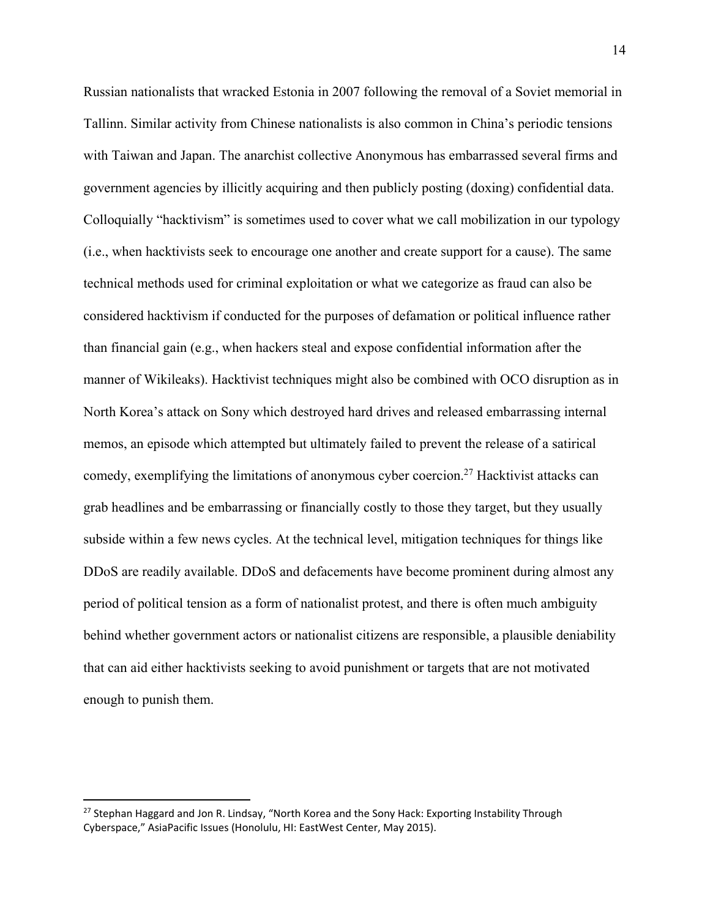Russian nationalists that wracked Estonia in 2007 following the removal of a Soviet memorial in Tallinn. Similar activity from Chinese nationalists is also common in China's periodic tensions with Taiwan and Japan. The anarchist collective Anonymous has embarrassed several firms and government agencies by illicitly acquiring and then publicly posting (doxing) confidential data. Colloquially "hacktivism" is sometimes used to cover what we call mobilization in our typology (i.e., when hacktivists seek to encourage one another and create support for a cause). The same technical methods used for criminal exploitation or what we categorize as fraud can also be considered hacktivism if conducted for the purposes of defamation or political influence rather than financial gain (e.g., when hackers steal and expose confidential information after the manner of Wikileaks). Hacktivist techniques might also be combined with OCO disruption as in North Korea's attack on Sony which destroyed hard drives and released embarrassing internal memos, an episode which attempted but ultimately failed to prevent the release of a satirical comedy, exemplifying the limitations of anonymous cyber coercion.[27] Hacktivist attacks can grab headlines and be embarrassing or financially costly to those they target, but they usually subside within a few news cycles. At the technical level, mitigation techniques for things like DDoS are readily available. DDoS and defacements have become prominent during almost any period of political tension as a form of nationalist protest, and there is often much ambiguity behind whether government actors or nationalist citizens are responsible, a plausible deniability that can aid either hacktivists seeking to avoid punishment or targets that are not motivated enough to punish them.

[27] Stephan Haggard and Jon R. Lindsay, "North Korea and the Sony Hack: Exporting Instability Through Cyberspace," AsiaPacific Issues (Honolulu, HI: EastWest Center, May 2015).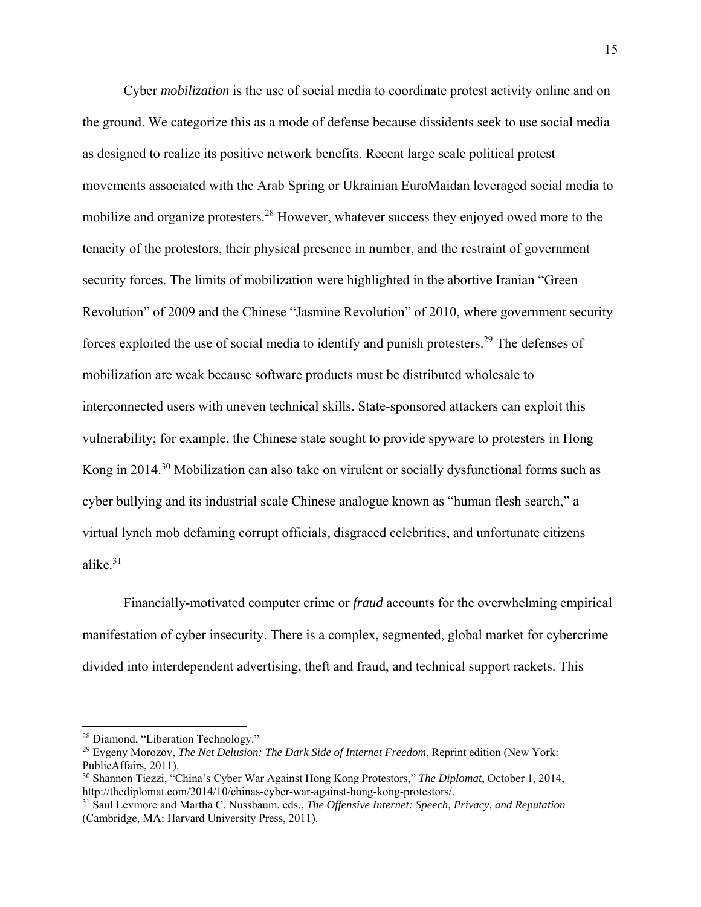Cyber *mobilization* is the use of social media to coordinate protest activity online and on the ground. We categorize this as a mode of defense because dissidents seek to use social media as designed to realize its positive network benefits. Recent large scale political protest movements associated with the Arab Spring or Ukrainian EuroMaidan leveraged social media to mobilize and organize protesters.[28] However, whatever success they enjoyed owed more to the tenacity of the protestors, their physical presence in number, and the restraint of government security forces. The limits of mobilization were highlighted in the abortive Iranian "Green Revolution" of 2009 and the Chinese "Jasmine Revolution" of 2010, where government security forces exploited the use of social media to identify and punish protesters.[29] The defenses of mobilization are weak because software products must be distributed wholesale to interconnected users with uneven technical skills. State-sponsored attackers can exploit this vulnerability; for example, the Chinese state sought to provide spyware to protesters in Hong Kong in 2014.[30] Mobilization can also take on virulent or socially dysfunctional forms such as cyber bullying and its industrial scale Chinese analogue known as "human flesh search," a virtual lynch mob defaming corrupt officials, disgraced celebrities, and unfortunate citizens alike.[31]

Financially-motivated computer crime or *fraud* accounts for the overwhelming empirical manifestation of cyber insecurity. There is a complex, segmented, global market for cybercrime divided into interdependent advertising, theft and fraud, and technical support rackets. This

---

[28] Diamond, "Liberation Technology."

[29] Evgeny Morozov, *The Net Delusion: The Dark Side of Internet Freedom*, Reprint edition (New York: PublicAffairs, 2011).

[30] Shannon Tiezzi, "China's Cyber War Against Hong Kong Protestors," *The Diplomat*, October 1, 2014, http://thediplomat.com/2014/10/chinas-cyber-war-against-hong-kong-protestors/.

[31] Saul Levmore and Martha C. Nussbaum, eds., *The Offensive Internet: Speech, Privacy, and Reputation* (Cambridge, MA: Harvard University Press, 2011).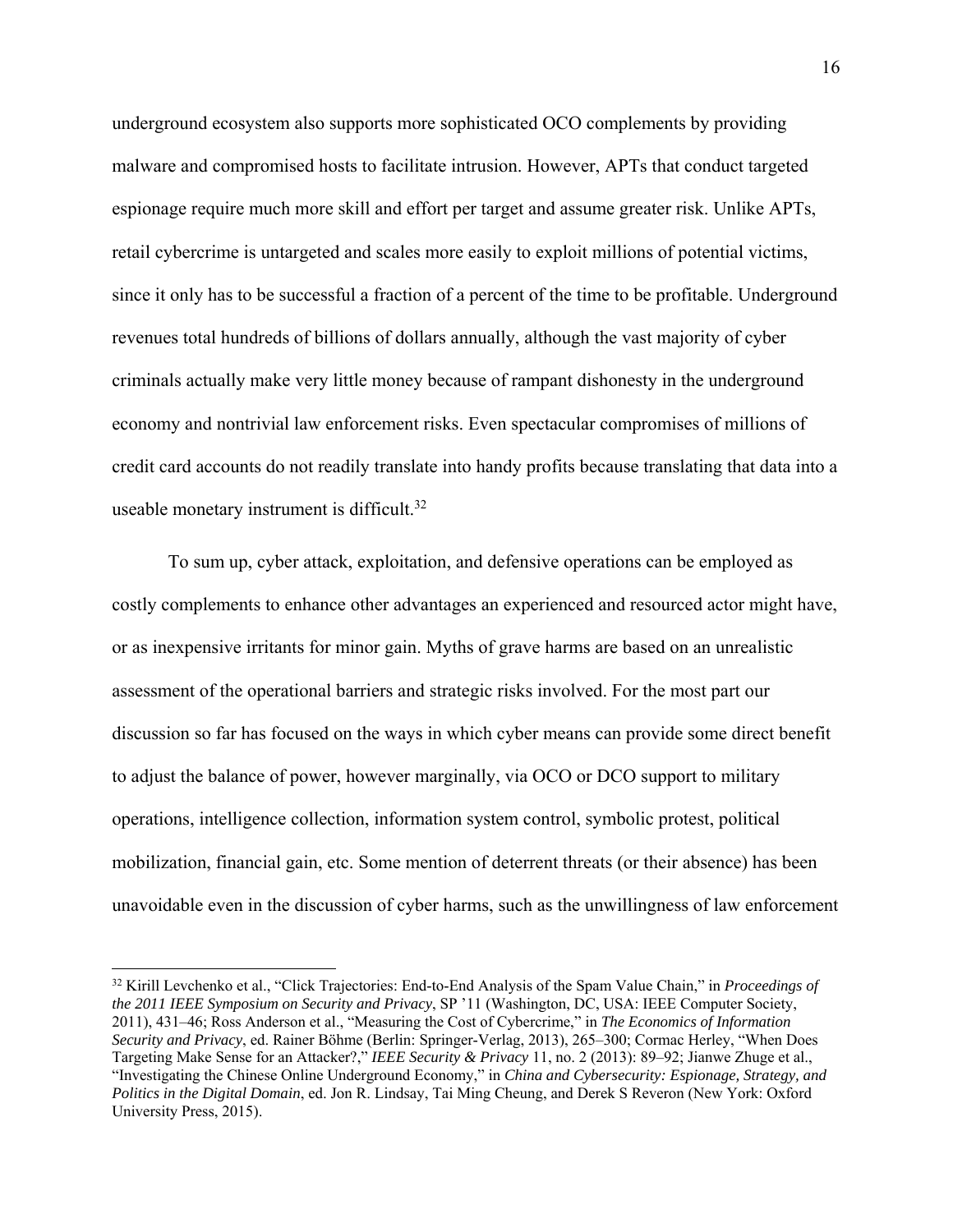underground ecosystem also supports more sophisticated OCO complements by providing malware and compromised hosts to facilitate intrusion. However, APTs that conduct targeted espionage require much more skill and effort per target and assume greater risk. Unlike APTs, retail cybercrime is untargeted and scales more easily to exploit millions of potential victims, since it only has to be successful a fraction of a percent of the time to be profitable. Underground revenues total hundreds of billions of dollars annually, although the vast majority of cyber criminals actually make very little money because of rampant dishonesty in the underground economy and nontrivial law enforcement risks. Even spectacular compromises of millions of credit card accounts do not readily translate into handy profits because translating that data into a useable monetary instrument is difficult.[32]

To sum up, cyber attack, exploitation, and defensive operations can be employed as costly complements to enhance other advantages an experienced and resourced actor might have, or as inexpensive irritants for minor gain. Myths of grave harms are based on an unrealistic assessment of the operational barriers and strategic risks involved. For the most part our discussion so far has focused on the ways in which cyber means can provide some direct benefit to adjust the balance of power, however marginally, via OCO or DCO support to military operations, intelligence collection, information system control, symbolic protest, political mobilization, financial gain, etc. Some mention of deterrent threats (or their absence) has been unavoidable even in the discussion of cyber harms, such as the unwillingness of law enforcement

---

[32] Kirill Levchenko et al., "Click Trajectories: End-to-End Analysis of the Spam Value Chain," in *Proceedings of the 2011 IEEE Symposium on Security and Privacy*, SP '11 (Washington, DC, USA: IEEE Computer Society, 2011), 431–46; Ross Anderson et al., "Measuring the Cost of Cybercrime," in *The Economics of Information Security and Privacy*, ed. Rainer Böhme (Berlin: Springer-Verlag, 2013), 265–300; Cormac Herley, "When Does Targeting Make Sense for an Attacker?," *IEEE Security & Privacy* 11, no. 2 (2013): 89–92; Jianwe Zhuge et al., "Investigating the Chinese Online Underground Economy," in *China and Cybersecurity: Espionage, Strategy, and Politics in the Digital Domain*, ed. Jon R. Lindsay, Tai Ming Cheung, and Derek S Reveron (New York: Oxford University Press, 2015).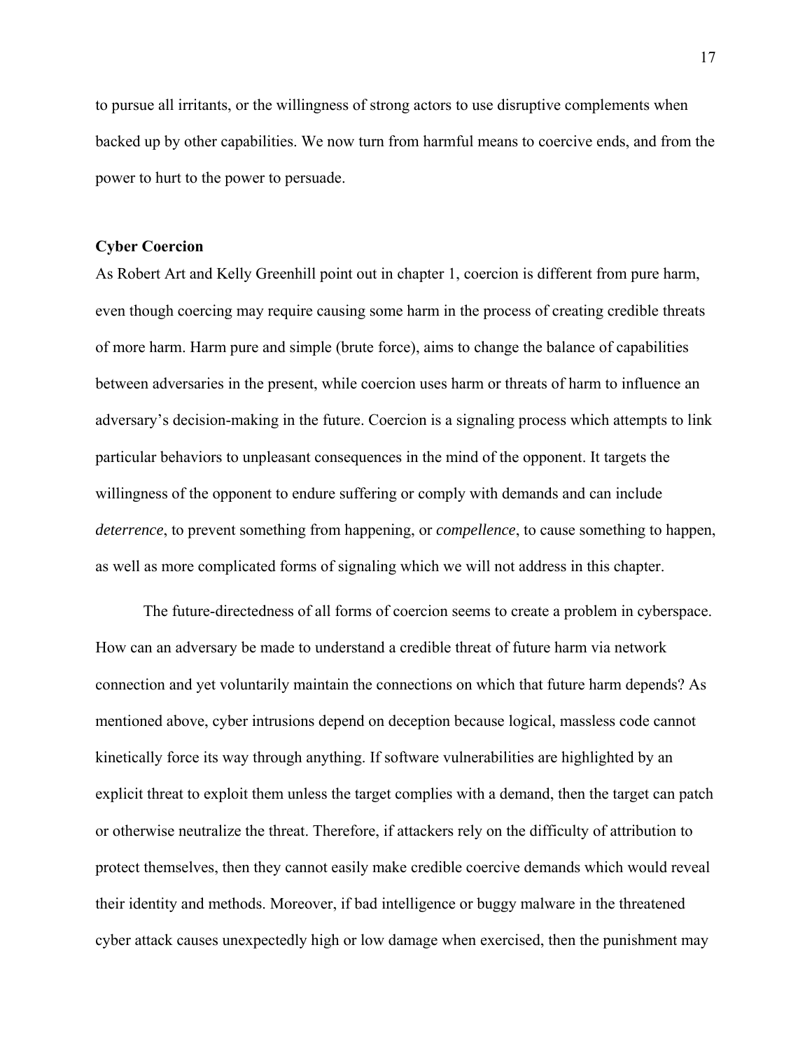to pursue all irritants, or the willingness of strong actors to use disruptive complements when backed up by other capabilities. We now turn from harmful means to coercive ends, and from the power to hurt to the power to persuade.

### Cyber Coercion

As Robert Art and Kelly Greenhill point out in chapter 1, coercion is different from pure harm, even though coercing may require causing some harm in the process of creating credible threats of more harm. Harm pure and simple (brute force), aims to change the balance of capabilities between adversaries in the present, while coercion uses harm or threats of harm to influence an adversary's decision-making in the future. Coercion is a signaling process which attempts to link particular behaviors to unpleasant consequences in the mind of the opponent. It targets the willingness of the opponent to endure suffering or comply with demands and can include *deterrence*, to prevent something from happening, or *compellence*, to cause something to happen, as well as more complicated forms of signaling which we will not address in this chapter.

The future-directedness of all forms of coercion seems to create a problem in cyberspace. How can an adversary be made to understand a credible threat of future harm via network connection and yet voluntarily maintain the connections on which that future harm depends? As mentioned above, cyber intrusions depend on deception because logical, massless code cannot kinetically force its way through anything. If software vulnerabilities are highlighted by an explicit threat to exploit them unless the target complies with a demand, then the target can patch or otherwise neutralize the threat. Therefore, if attackers rely on the difficulty of attribution to protect themselves, then they cannot easily make credible coercive demands which would reveal their identity and methods. Moreover, if bad intelligence or buggy malware in the threatened cyber attack causes unexpectedly high or low damage when exercised, then the punishment may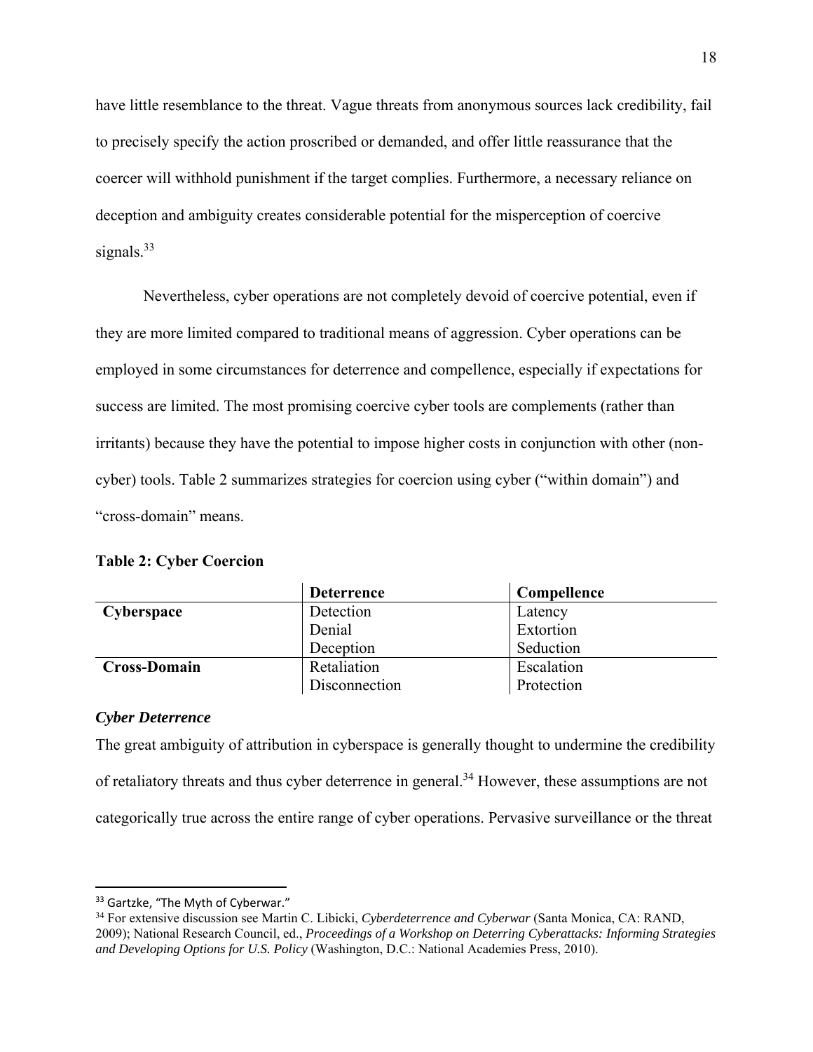have little resemblance to the threat. Vague threats from anonymous sources lack credibility, fail to precisely specify the action proscribed or demanded, and offer little reassurance that the coercer will withhold punishment if the target complies. Furthermore, a necessary reliance on deception and ambiguity creates considerable potential for the misperception of coercive signals.[33]

Nevertheless, cyber operations are not completely devoid of coercive potential, even if they are more limited compared to traditional means of aggression. Cyber operations can be employed in some circumstances for deterrence and compellence, especially if expectations for success are limited. The most promising coercive cyber tools are complements (rather than irritants) because they have the potential to impose higher costs in conjunction with other (non-cyber) tools. Table 2 summarizes strategies for coercion using cyber ("within domain") and "cross-domain" means.

**Table 2: Cyber Coercion**

| | **Deterrence** | **Compellence** |
|---|---|---|
| **Cyberspace** | Detection<br>Denial<br>Deception | Latency<br>Extortion<br>Seduction |
| **Cross-Domain** | Retaliation<br>Disconnection | Escalation<br>Protection |

***Cyber Deterrence***

The great ambiguity of attribution in cyberspace is generally thought to undermine the credibility of retaliatory threats and thus cyber deterrence in general.[34] However, these assumptions are not categorically true across the entire range of cyber operations. Pervasive surveillance or the threat

---

[33] Gartzke, "The Myth of Cyberwar."

[34] For extensive discussion see Martin C. Libicki, *Cyberdeterrence and Cyberwar* (Santa Monica, CA: RAND, 2009); National Research Council, ed., *Proceedings of a Workshop on Deterring Cyberattacks: Informing Strategies and Developing Options for U.S. Policy* (Washington, D.C.: National Academies Press, 2010).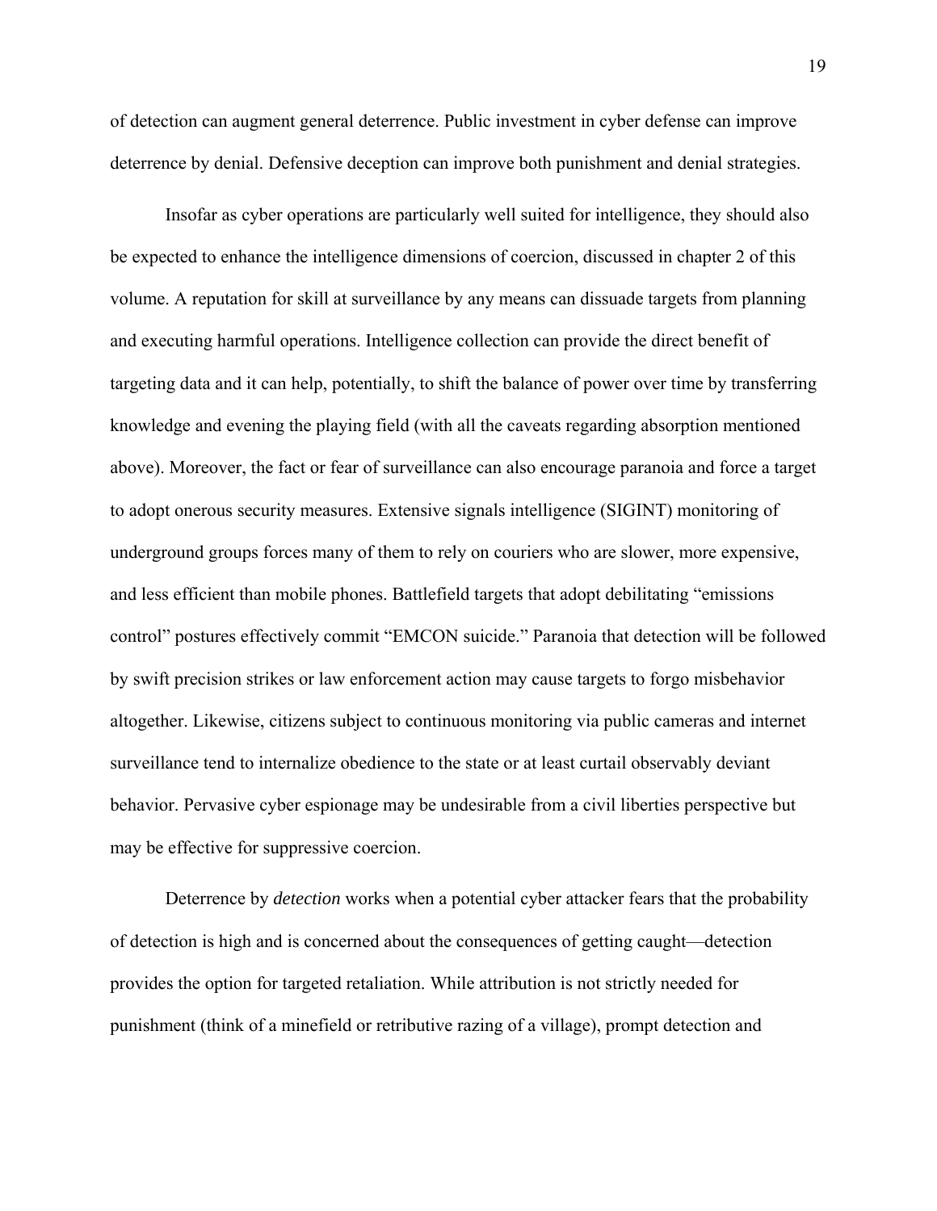of detection can augment general deterrence. Public investment in cyber defense can improve deterrence by denial. Defensive deception can improve both punishment and denial strategies.

Insofar as cyber operations are particularly well suited for intelligence, they should also be expected to enhance the intelligence dimensions of coercion, discussed in chapter 2 of this volume. A reputation for skill at surveillance by any means can dissuade targets from planning and executing harmful operations. Intelligence collection can provide the direct benefit of targeting data and it can help, potentially, to shift the balance of power over time by transferring knowledge and evening the playing field (with all the caveats regarding absorption mentioned above). Moreover, the fact or fear of surveillance can also encourage paranoia and force a target to adopt onerous security measures. Extensive signals intelligence (SIGINT) monitoring of underground groups forces many of them to rely on couriers who are slower, more expensive, and less efficient than mobile phones. Battlefield targets that adopt debilitating "emissions control" postures effectively commit "EMCON suicide." Paranoia that detection will be followed by swift precision strikes or law enforcement action may cause targets to forgo misbehavior altogether. Likewise, citizens subject to continuous monitoring via public cameras and internet surveillance tend to internalize obedience to the state or at least curtail observably deviant behavior. Pervasive cyber espionage may be undesirable from a civil liberties perspective but may be effective for suppressive coercion.

Deterrence by *detection* works when a potential cyber attacker fears that the probability of detection is high and is concerned about the consequences of getting caught—detection provides the option for targeted retaliation. While attribution is not strictly needed for punishment (think of a minefield or retributive razing of a village), prompt detection and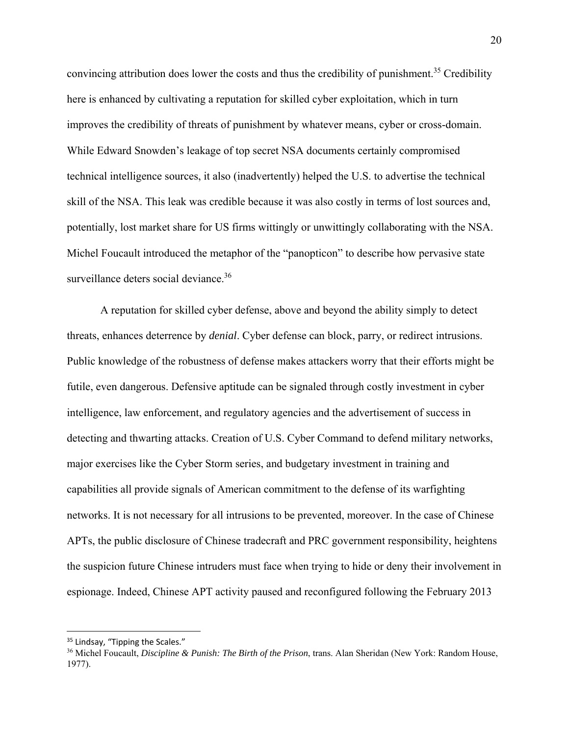convincing attribution does lower the costs and thus the credibility of punishment.[35] Credibility here is enhanced by cultivating a reputation for skilled cyber exploitation, which in turn improves the credibility of threats of punishment by whatever means, cyber or cross-domain. While Edward Snowden's leakage of top secret NSA documents certainly compromised technical intelligence sources, it also (inadvertently) helped the U.S. to advertise the technical skill of the NSA. This leak was credible because it was also costly in terms of lost sources and, potentially, lost market share for US firms wittingly or unwittingly collaborating with the NSA. Michel Foucault introduced the metaphor of the "panopticon" to describe how pervasive state surveillance deters social deviance.[36]

A reputation for skilled cyber defense, above and beyond the ability simply to detect threats, enhances deterrence by *denial*. Cyber defense can block, parry, or redirect intrusions. Public knowledge of the robustness of defense makes attackers worry that their efforts might be futile, even dangerous. Defensive aptitude can be signaled through costly investment in cyber intelligence, law enforcement, and regulatory agencies and the advertisement of success in detecting and thwarting attacks. Creation of U.S. Cyber Command to defend military networks, major exercises like the Cyber Storm series, and budgetary investment in training and capabilities all provide signals of American commitment to the defense of its warfighting networks. It is not necessary for all intrusions to be prevented, moreover. In the case of Chinese APTs, the public disclosure of Chinese tradecraft and PRC government responsibility, heightens the suspicion future Chinese intruders must face when trying to hide or deny their involvement in espionage. Indeed, Chinese APT activity paused and reconfigured following the February 2013

---

[35] Lindsay, "Tipping the Scales."

[36] Michel Foucault, *Discipline & Punish: The Birth of the Prison*, trans. Alan Sheridan (New York: Random House, 1977).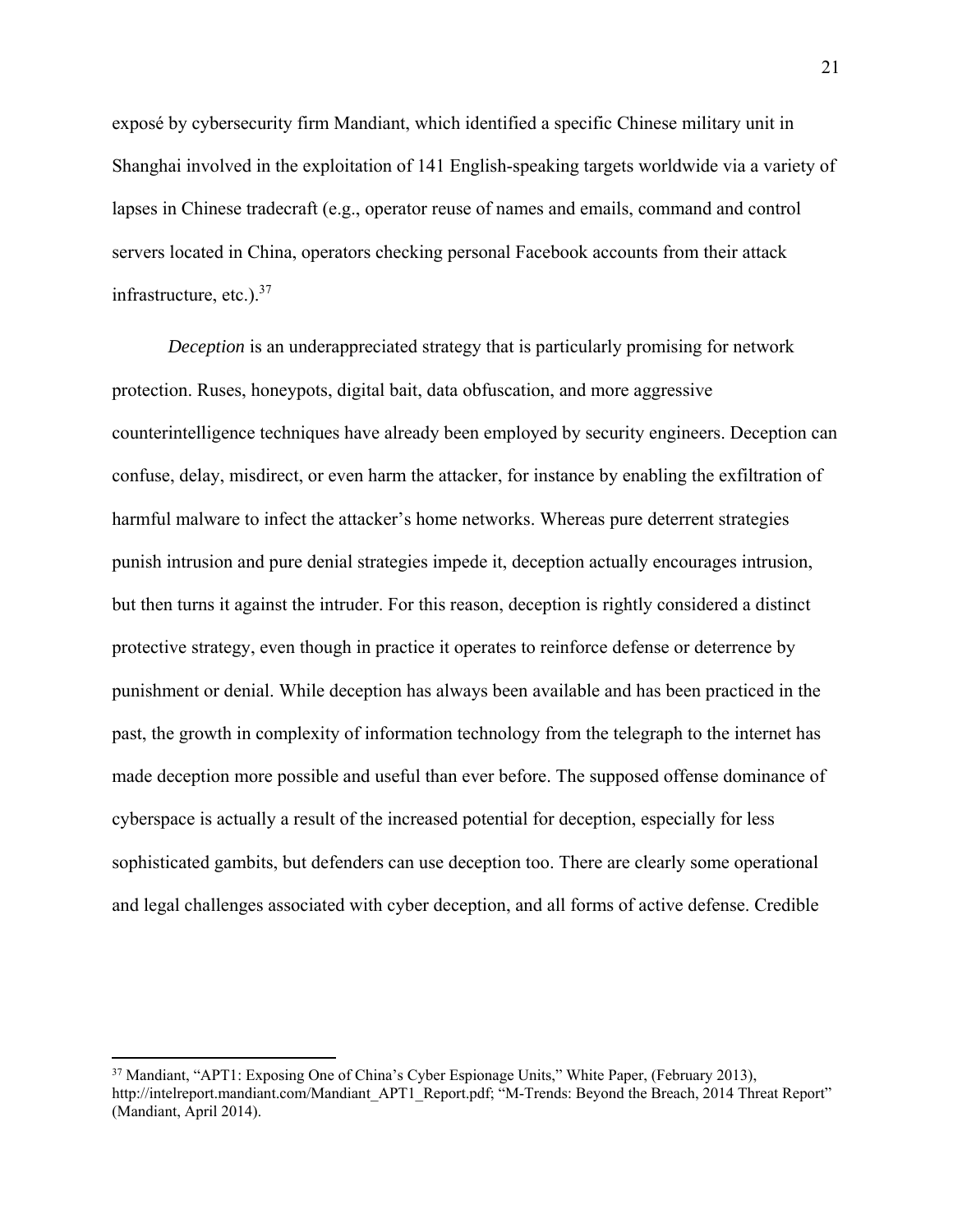exposé by cybersecurity firm Mandiant, which identified a specific Chinese military unit in Shanghai involved in the exploitation of 141 English-speaking targets worldwide via a variety of lapses in Chinese tradecraft (e.g., operator reuse of names and emails, command and control servers located in China, operators checking personal Facebook accounts from their attack infrastructure, etc.).[37]

*Deception* is an underappreciated strategy that is particularly promising for network protection. Ruses, honeypots, digital bait, data obfuscation, and more aggressive counterintelligence techniques have already been employed by security engineers. Deception can confuse, delay, misdirect, or even harm the attacker, for instance by enabling the exfiltration of harmful malware to infect the attacker's home networks. Whereas pure deterrent strategies punish intrusion and pure denial strategies impede it, deception actually encourages intrusion, but then turns it against the intruder. For this reason, deception is rightly considered a distinct protective strategy, even though in practice it operates to reinforce defense or deterrence by punishment or denial. While deception has always been available and has been practiced in the past, the growth in complexity of information technology from the telegraph to the internet has made deception more possible and useful than ever before. The supposed offense dominance of cyberspace is actually a result of the increased potential for deception, especially for less sophisticated gambits, but defenders can use deception too. There are clearly some operational and legal challenges associated with cyber deception, and all forms of active defense. Credible

---

[37] Mandiant, "APT1: Exposing One of China's Cyber Espionage Units," White Paper, (February 2013), http://intelreport.mandiant.com/Mandiant_APT1_Report.pdf; "M-Trends: Beyond the Breach, 2014 Threat Report" (Mandiant, April 2014).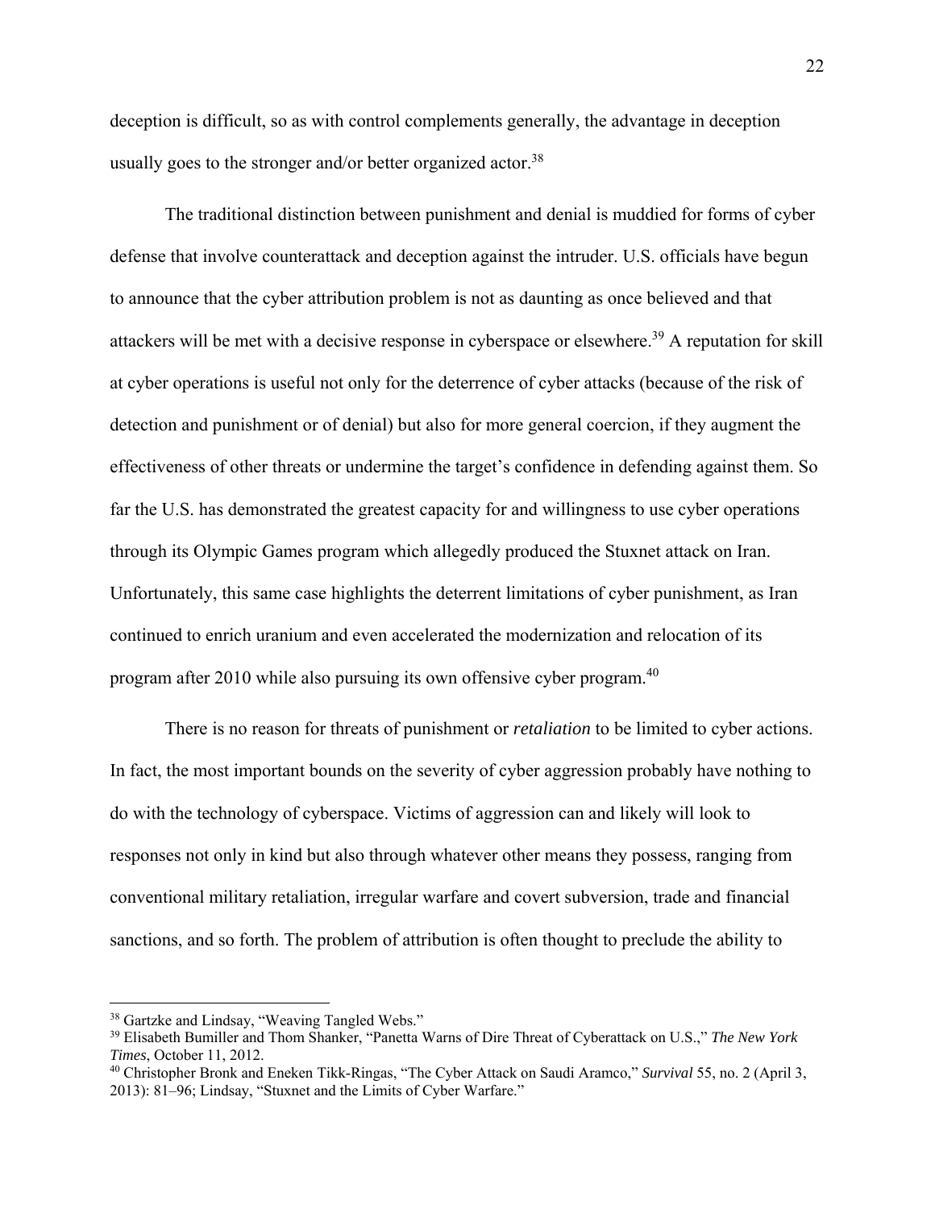deception is difficult, so as with control complements generally, the advantage in deception usually goes to the stronger and/or better organized actor.[38]

The traditional distinction between punishment and denial is muddied for forms of cyber defense that involve counterattack and deception against the intruder. U.S. officials have begun to announce that the cyber attribution problem is not as daunting as once believed and that attackers will be met with a decisive response in cyberspace or elsewhere.[39] A reputation for skill at cyber operations is useful not only for the deterrence of cyber attacks (because of the risk of detection and punishment or of denial) but also for more general coercion, if they augment the effectiveness of other threats or undermine the target's confidence in defending against them. So far the U.S. has demonstrated the greatest capacity for and willingness to use cyber operations through its Olympic Games program which allegedly produced the Stuxnet attack on Iran. Unfortunately, this same case highlights the deterrent limitations of cyber punishment, as Iran continued to enrich uranium and even accelerated the modernization and relocation of its program after 2010 while also pursuing its own offensive cyber program.[40]

There is no reason for threats of punishment or *retaliation* to be limited to cyber actions. In fact, the most important bounds on the severity of cyber aggression probably have nothing to do with the technology of cyberspace. Victims of aggression can and likely will look to responses not only in kind but also through whatever other means they possess, ranging from conventional military retaliation, irregular warfare and covert subversion, trade and financial sanctions, and so forth. The problem of attribution is often thought to preclude the ability to

---

[38] Gartzke and Lindsay, "Weaving Tangled Webs."

[39] Elisabeth Bumiller and Thom Shanker, "Panetta Warns of Dire Threat of Cyberattack on U.S.," *The New York Times*, October 11, 2012.

[40] Christopher Bronk and Eneken Tikk-Ringas, "The Cyber Attack on Saudi Aramco," *Survival* 55, no. 2 (April 3, 2013): 81–96; Lindsay, "Stuxnet and the Limits of Cyber Warfare."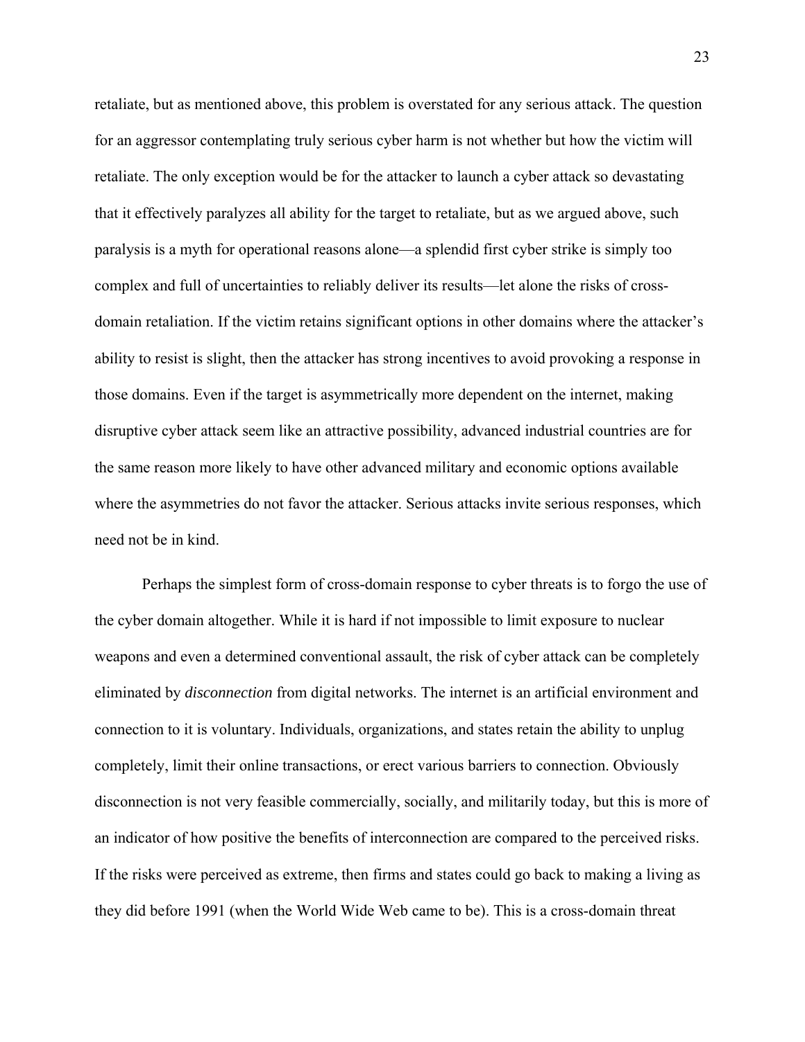retaliate, but as mentioned above, this problem is overstated for any serious attack. The question for an aggressor contemplating truly serious cyber harm is not whether but how the victim will retaliate. The only exception would be for the attacker to launch a cyber attack so devastating that it effectively paralyzes all ability for the target to retaliate, but as we argued above, such paralysis is a myth for operational reasons alone—a splendid first cyber strike is simply too complex and full of uncertainties to reliably deliver its results—let alone the risks of cross-domain retaliation. If the victim retains significant options in other domains where the attacker's ability to resist is slight, then the attacker has strong incentives to avoid provoking a response in those domains. Even if the target is asymmetrically more dependent on the internet, making disruptive cyber attack seem like an attractive possibility, advanced industrial countries are for the same reason more likely to have other advanced military and economic options available where the asymmetries do not favor the attacker. Serious attacks invite serious responses, which need not be in kind.

Perhaps the simplest form of cross-domain response to cyber threats is to forgo the use of the cyber domain altogether. While it is hard if not impossible to limit exposure to nuclear weapons and even a determined conventional assault, the risk of cyber attack can be completely eliminated by *disconnection* from digital networks. The internet is an artificial environment and connection to it is voluntary. Individuals, organizations, and states retain the ability to unplug completely, limit their online transactions, or erect various barriers to connection. Obviously disconnection is not very feasible commercially, socially, and militarily today, but this is more of an indicator of how positive the benefits of interconnection are compared to the perceived risks. If the risks were perceived as extreme, then firms and states could go back to making a living as they did before 1991 (when the World Wide Web came to be). This is a cross-domain threat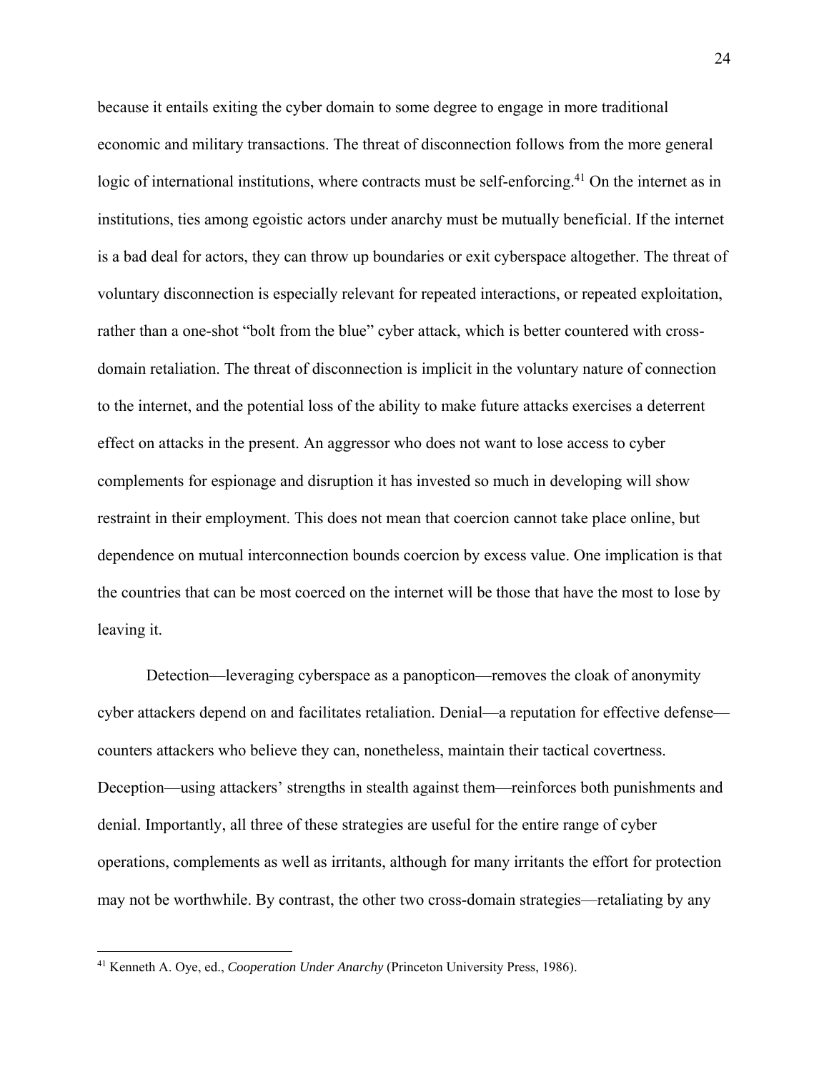because it entails exiting the cyber domain to some degree to engage in more traditional economic and military transactions. The threat of disconnection follows from the more general logic of international institutions, where contracts must be self-enforcing.[41] On the internet as in institutions, ties among egoistic actors under anarchy must be mutually beneficial. If the internet is a bad deal for actors, they can throw up boundaries or exit cyberspace altogether. The threat of voluntary disconnection is especially relevant for repeated interactions, or repeated exploitation, rather than a one-shot "bolt from the blue" cyber attack, which is better countered with cross-domain retaliation. The threat of disconnection is implicit in the voluntary nature of connection to the internet, and the potential loss of the ability to make future attacks exercises a deterrent effect on attacks in the present. An aggressor who does not want to lose access to cyber complements for espionage and disruption it has invested so much in developing will show restraint in their employment. This does not mean that coercion cannot take place online, but dependence on mutual interconnection bounds coercion by excess value. One implication is that the countries that can be most coerced on the internet will be those that have the most to lose by leaving it.

Detection—leveraging cyberspace as a panopticon—removes the cloak of anonymity cyber attackers depend on and facilitates retaliation. Denial—a reputation for effective defense—counters attackers who believe they can, nonetheless, maintain their tactical covertness. Deception—using attackers' strengths in stealth against them—reinforces both punishments and denial. Importantly, all three of these strategies are useful for the entire range of cyber operations, complements as well as irritants, although for many irritants the effort for protection may not be worthwhile. By contrast, the other two cross-domain strategies—retaliating by any

[41] Kenneth A. Oye, ed., *Cooperation Under Anarchy* (Princeton University Press, 1986).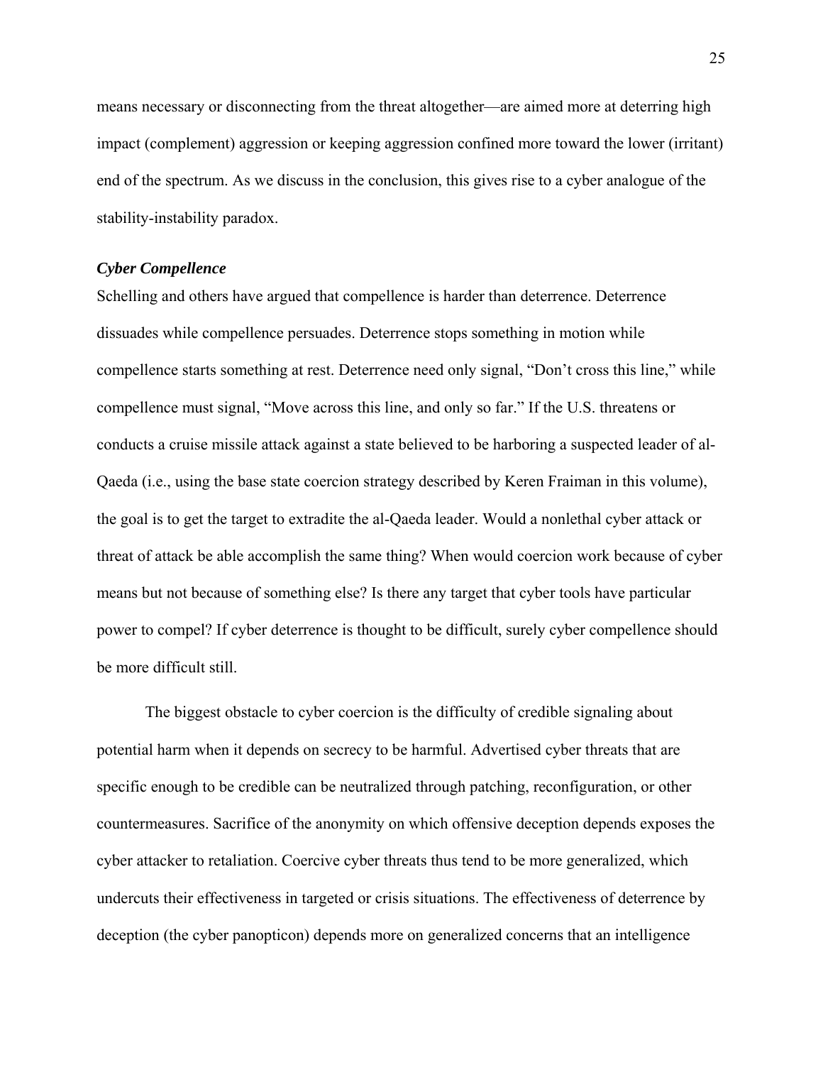means necessary or disconnecting from the threat altogether—are aimed more at deterring high impact (complement) aggression or keeping aggression confined more toward the lower (irritant) end of the spectrum. As we discuss in the conclusion, this gives rise to a cyber analogue of the stability-instability paradox.

### *Cyber Compellence*

Schelling and others have argued that compellence is harder than deterrence. Deterrence dissuades while compellence persuades. Deterrence stops something in motion while compellence starts something at rest. Deterrence need only signal, "Don't cross this line," while compellence must signal, "Move across this line, and only so far." If the U.S. threatens or conducts a cruise missile attack against a state believed to be harboring a suspected leader of al-Qaeda (i.e., using the base state coercion strategy described by Keren Fraiman in this volume), the goal is to get the target to extradite the al-Qaeda leader. Would a nonlethal cyber attack or threat of attack be able accomplish the same thing? When would coercion work because of cyber means but not because of something else? Is there any target that cyber tools have particular power to compel? If cyber deterrence is thought to be difficult, surely cyber compellence should be more difficult still.

The biggest obstacle to cyber coercion is the difficulty of credible signaling about potential harm when it depends on secrecy to be harmful. Advertised cyber threats that are specific enough to be credible can be neutralized through patching, reconfiguration, or other countermeasures. Sacrifice of the anonymity on which offensive deception depends exposes the cyber attacker to retaliation. Coercive cyber threats thus tend to be more generalized, which undercuts their effectiveness in targeted or crisis situations. The effectiveness of deterrence by deception (the cyber panopticon) depends more on generalized concerns that an intelligence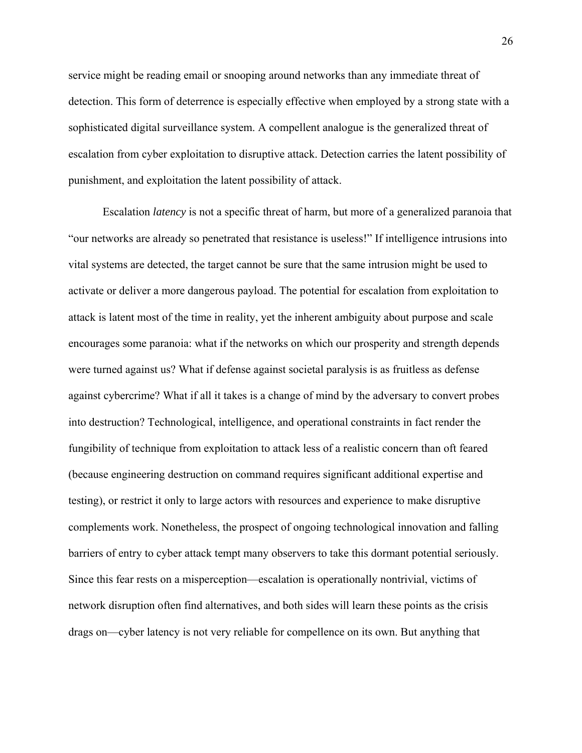service might be reading email or snooping around networks than any immediate threat of detection. This form of deterrence is especially effective when employed by a strong state with a sophisticated digital surveillance system. A compellent analogue is the generalized threat of escalation from cyber exploitation to disruptive attack. Detection carries the latent possibility of punishment, and exploitation the latent possibility of attack.

Escalation *latency* is not a specific threat of harm, but more of a generalized paranoia that "our networks are already so penetrated that resistance is useless!" If intelligence intrusions into vital systems are detected, the target cannot be sure that the same intrusion might be used to activate or deliver a more dangerous payload. The potential for escalation from exploitation to attack is latent most of the time in reality, yet the inherent ambiguity about purpose and scale encourages some paranoia: what if the networks on which our prosperity and strength depends were turned against us? What if defense against societal paralysis is as fruitless as defense against cybercrime? What if all it takes is a change of mind by the adversary to convert probes into destruction? Technological, intelligence, and operational constraints in fact render the fungibility of technique from exploitation to attack less of a realistic concern than oft feared (because engineering destruction on command requires significant additional expertise and testing), or restrict it only to large actors with resources and experience to make disruptive complements work. Nonetheless, the prospect of ongoing technological innovation and falling barriers of entry to cyber attack tempt many observers to take this dormant potential seriously. Since this fear rests on a misperception—escalation is operationally nontrivial, victims of network disruption often find alternatives, and both sides will learn these points as the crisis drags on—cyber latency is not very reliable for compellence on its own. But anything that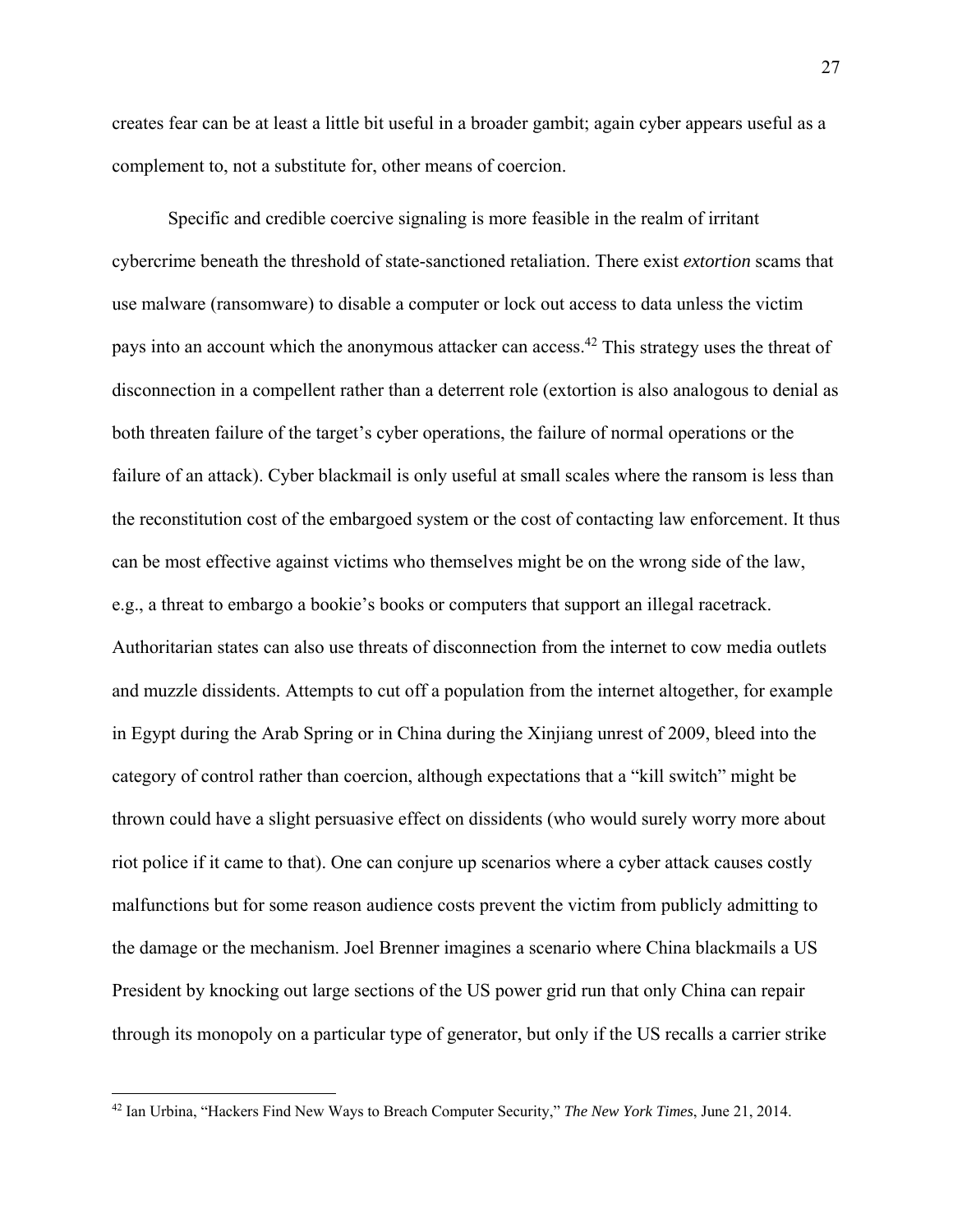creates fear can be at least a little bit useful in a broader gambit; again cyber appears useful as a complement to, not a substitute for, other means of coercion.

Specific and credible coercive signaling is more feasible in the realm of irritant cybercrime beneath the threshold of state-sanctioned retaliation. There exist *extortion* scams that use malware (ransomware) to disable a computer or lock out access to data unless the victim pays into an account which the anonymous attacker can access.[42] This strategy uses the threat of disconnection in a compellent rather than a deterrent role (extortion is also analogous to denial as both threaten failure of the target's cyber operations, the failure of normal operations or the failure of an attack). Cyber blackmail is only useful at small scales where the ransom is less than the reconstitution cost of the embargoed system or the cost of contacting law enforcement. It thus can be most effective against victims who themselves might be on the wrong side of the law, e.g., a threat to embargo a bookie's books or computers that support an illegal racetrack. Authoritarian states can also use threats of disconnection from the internet to cow media outlets and muzzle dissidents. Attempts to cut off a population from the internet altogether, for example in Egypt during the Arab Spring or in China during the Xinjiang unrest of 2009, bleed into the category of control rather than coercion, although expectations that a "kill switch" might be thrown could have a slight persuasive effect on dissidents (who would surely worry more about riot police if it came to that). One can conjure up scenarios where a cyber attack causes costly malfunctions but for some reason audience costs prevent the victim from publicly admitting to the damage or the mechanism. Joel Brenner imagines a scenario where China blackmails a US President by knocking out large sections of the US power grid run that only China can repair through its monopoly on a particular type of generator, but only if the US recalls a carrier strike

[42] Ian Urbina, "Hackers Find New Ways to Breach Computer Security," *The New York Times*, June 21, 2014.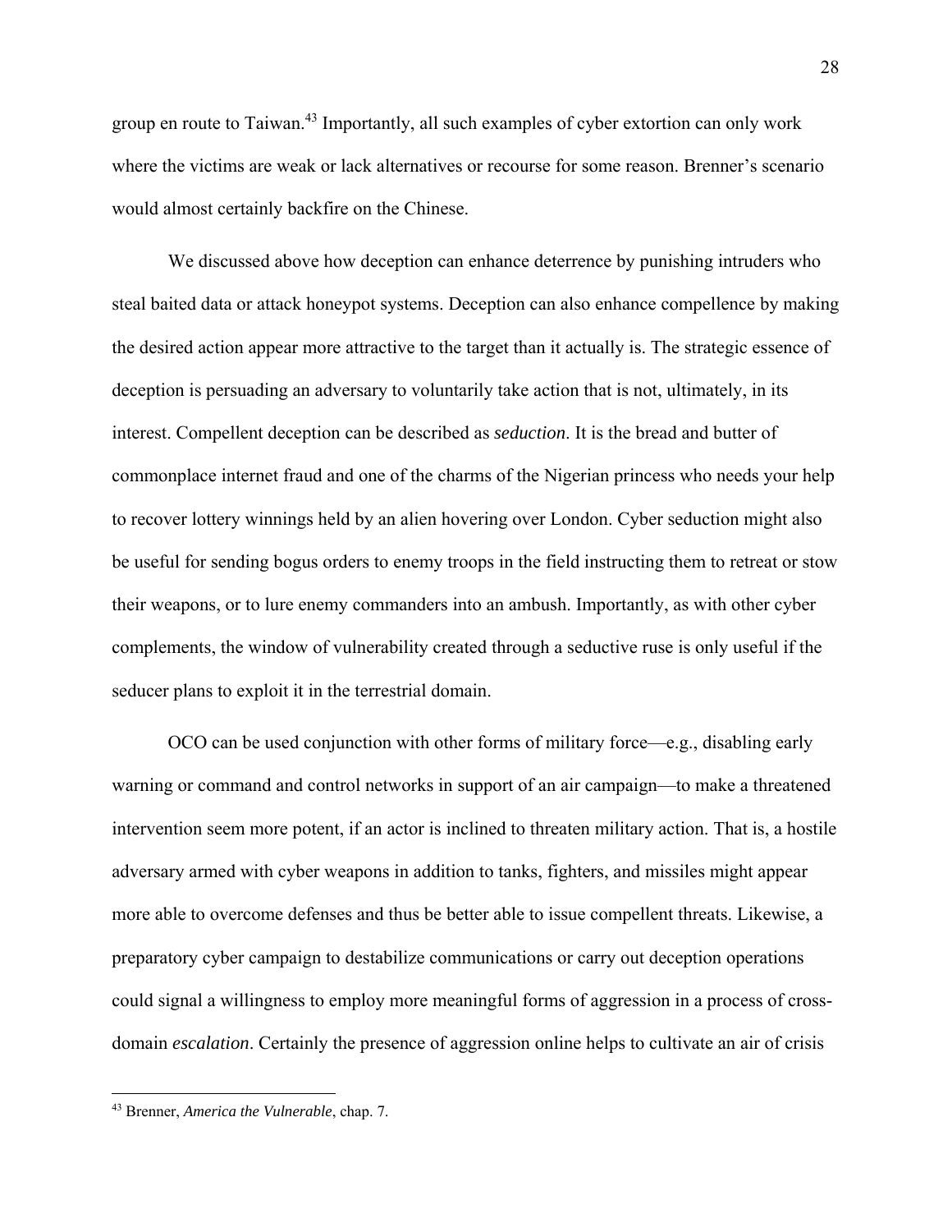group en route to Taiwan.[43] Importantly, all such examples of cyber extortion can only work where the victims are weak or lack alternatives or recourse for some reason. Brenner's scenario would almost certainly backfire on the Chinese.

We discussed above how deception can enhance deterrence by punishing intruders who steal baited data or attack honeypot systems. Deception can also enhance compellence by making the desired action appear more attractive to the target than it actually is. The strategic essence of deception is persuading an adversary to voluntarily take action that is not, ultimately, in its interest. Compellent deception can be described as *seduction*. It is the bread and butter of commonplace internet fraud and one of the charms of the Nigerian princess who needs your help to recover lottery winnings held by an alien hovering over London. Cyber seduction might also be useful for sending bogus orders to enemy troops in the field instructing them to retreat or stow their weapons, or to lure enemy commanders into an ambush. Importantly, as with other cyber complements, the window of vulnerability created through a seductive ruse is only useful if the seducer plans to exploit it in the terrestrial domain.

OCO can be used conjunction with other forms of military force—e.g., disabling early warning or command and control networks in support of an air campaign—to make a threatened intervention seem more potent, if an actor is inclined to threaten military action. That is, a hostile adversary armed with cyber weapons in addition to tanks, fighters, and missiles might appear more able to overcome defenses and thus be better able to issue compellent threats. Likewise, a preparatory cyber campaign to destabilize communications or carry out deception operations could signal a willingness to employ more meaningful forms of aggression in a process of cross-domain *escalation*. Certainly the presence of aggression online helps to cultivate an air of crisis

[43] Brenner, *America the Vulnerable*, chap. 7.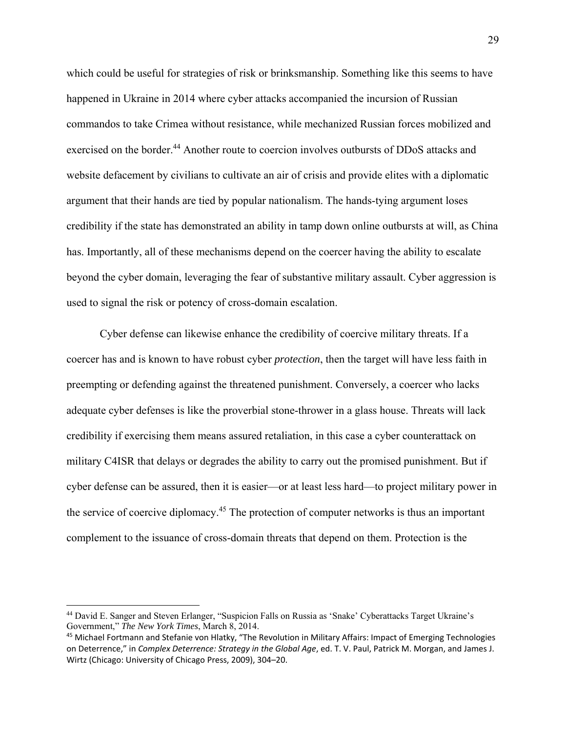which could be useful for strategies of risk or brinksmanship. Something like this seems to have happened in Ukraine in 2014 where cyber attacks accompanied the incursion of Russian commandos to take Crimea without resistance, while mechanized Russian forces mobilized and exercised on the border.[44] Another route to coercion involves outbursts of DDoS attacks and website defacement by civilians to cultivate an air of crisis and provide elites with a diplomatic argument that their hands are tied by popular nationalism. The hands-tying argument loses credibility if the state has demonstrated an ability in tamp down online outbursts at will, as China has. Importantly, all of these mechanisms depend on the coercer having the ability to escalate beyond the cyber domain, leveraging the fear of substantive military assault. Cyber aggression is used to signal the risk or potency of cross-domain escalation.

Cyber defense can likewise enhance the credibility of coercive military threats. If a coercer has and is known to have robust cyber *protection*, then the target will have less faith in preempting or defending against the threatened punishment. Conversely, a coercer who lacks adequate cyber defenses is like the proverbial stone-thrower in a glass house. Threats will lack credibility if exercising them means assured retaliation, in this case a cyber counterattack on military C4ISR that delays or degrades the ability to carry out the promised punishment. But if cyber defense can be assured, then it is easier—or at least less hard—to project military power in the service of coercive diplomacy.[45] The protection of computer networks is thus an important complement to the issuance of cross-domain threats that depend on them. Protection is the

---

[44] David E. Sanger and Steven Erlanger, "Suspicion Falls on Russia as 'Snake' Cyberattacks Target Ukraine's Government," *The New York Times*, March 8, 2014.

[45] Michael Fortmann and Stefanie von Hlatky, "The Revolution in Military Affairs: Impact of Emerging Technologies on Deterrence," in *Complex Deterrence: Strategy in the Global Age*, ed. T. V. Paul, Patrick M. Morgan, and James J. Wirtz (Chicago: University of Chicago Press, 2009), 304–20.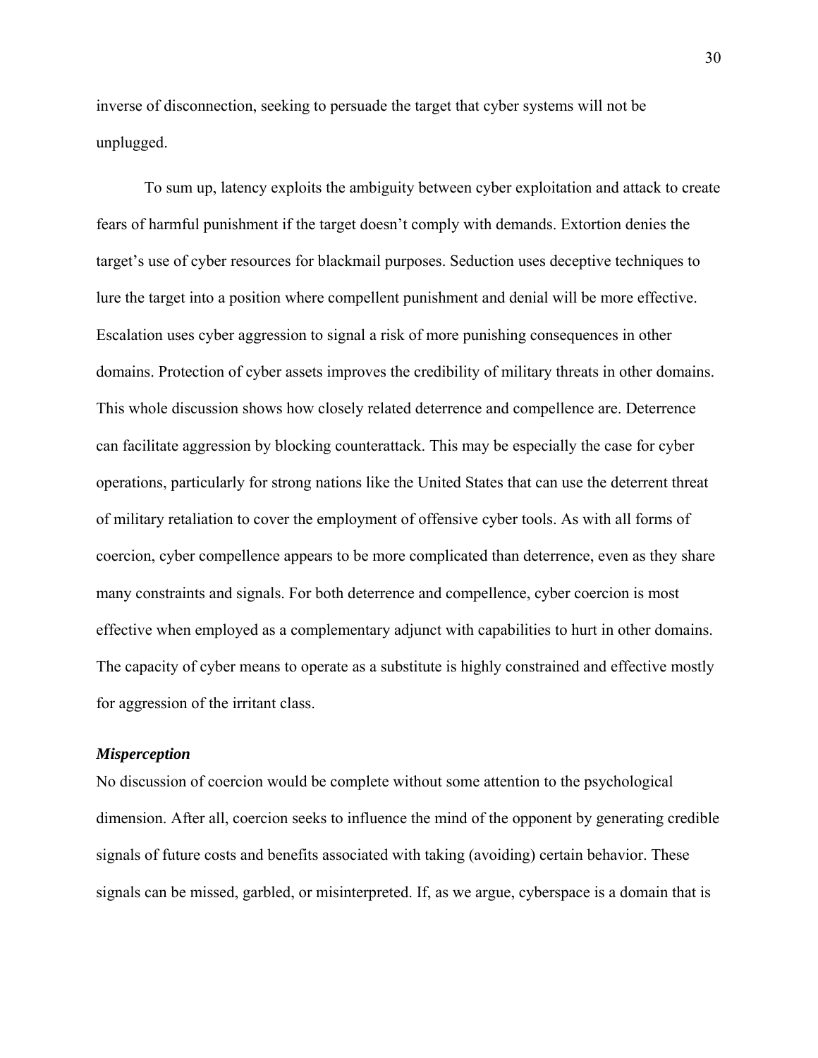inverse of disconnection, seeking to persuade the target that cyber systems will not be unplugged.

To sum up, latency exploits the ambiguity between cyber exploitation and attack to create fears of harmful punishment if the target doesn't comply with demands. Extortion denies the target's use of cyber resources for blackmail purposes. Seduction uses deceptive techniques to lure the target into a position where compellent punishment and denial will be more effective. Escalation uses cyber aggression to signal a risk of more punishing consequences in other domains. Protection of cyber assets improves the credibility of military threats in other domains. This whole discussion shows how closely related deterrence and compellence are. Deterrence can facilitate aggression by blocking counterattack. This may be especially the case for cyber operations, particularly for strong nations like the United States that can use the deterrent threat of military retaliation to cover the employment of offensive cyber tools. As with all forms of coercion, cyber compellence appears to be more complicated than deterrence, even as they share many constraints and signals. For both deterrence and compellence, cyber coercion is most effective when employed as a complementary adjunct with capabilities to hurt in other domains. The capacity of cyber means to operate as a substitute is highly constrained and effective mostly for aggression of the irritant class.

### *Misperception*

No discussion of coercion would be complete without some attention to the psychological dimension. After all, coercion seeks to influence the mind of the opponent by generating credible signals of future costs and benefits associated with taking (avoiding) certain behavior. These signals can be missed, garbled, or misinterpreted. If, as we argue, cyberspace is a domain that is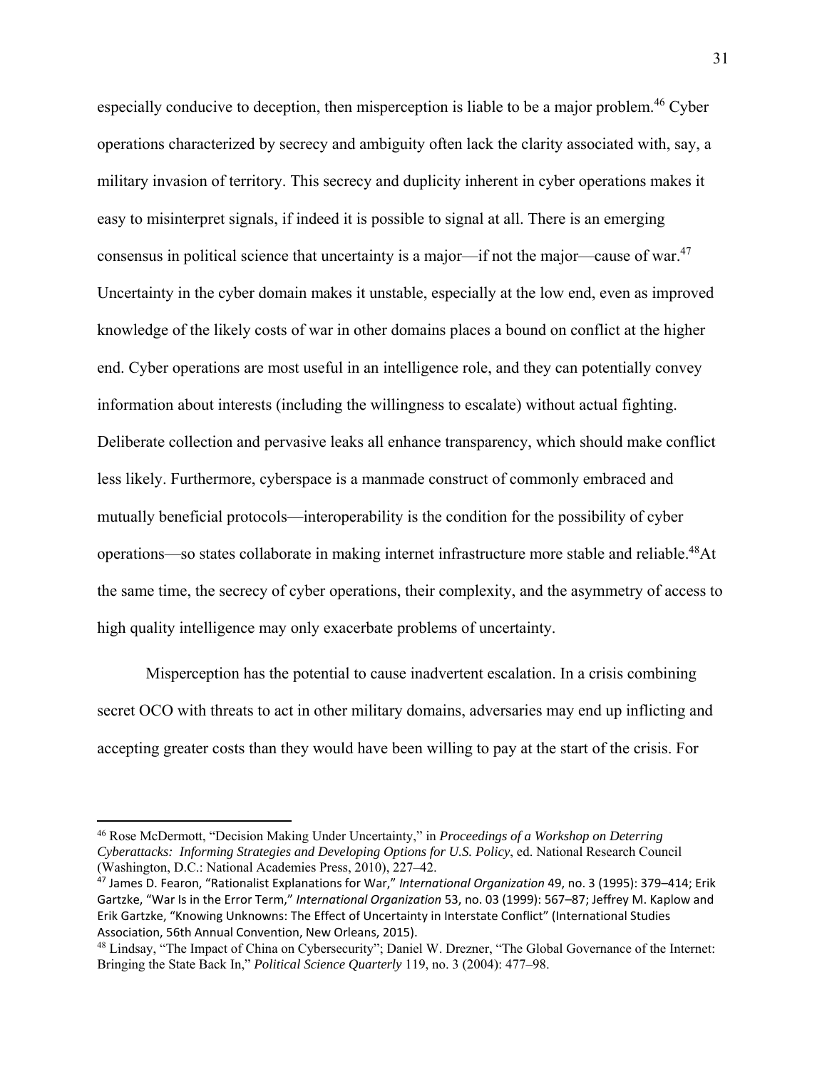especially conducive to deception, then misperception is liable to be a major problem.[46] Cyber operations characterized by secrecy and ambiguity often lack the clarity associated with, say, a military invasion of territory. This secrecy and duplicity inherent in cyber operations makes it easy to misinterpret signals, if indeed it is possible to signal at all. There is an emerging consensus in political science that uncertainty is a major—if not the major—cause of war.[47] Uncertainty in the cyber domain makes it unstable, especially at the low end, even as improved knowledge of the likely costs of war in other domains places a bound on conflict at the higher end. Cyber operations are most useful in an intelligence role, and they can potentially convey information about interests (including the willingness to escalate) without actual fighting. Deliberate collection and pervasive leaks all enhance transparency, which should make conflict less likely. Furthermore, cyberspace is a manmade construct of commonly embraced and mutually beneficial protocols—interoperability is the condition for the possibility of cyber operations—so states collaborate in making internet infrastructure more stable and reliable.[48]At the same time, the secrecy of cyber operations, their complexity, and the asymmetry of access to high quality intelligence may only exacerbate problems of uncertainty.

Misperception has the potential to cause inadvertent escalation. In a crisis combining secret OCO with threats to act in other military domains, adversaries may end up inflicting and accepting greater costs than they would have been willing to pay at the start of the crisis. For

---

[46] Rose McDermott, "Decision Making Under Uncertainty," in *Proceedings of a Workshop on Deterring Cyberattacks: Informing Strategies and Developing Options for U.S. Policy*, ed. National Research Council (Washington, D.C.: National Academies Press, 2010), 227–42.

[47] James D. Fearon, "Rationalist Explanations for War," *International Organization* 49, no. 3 (1995): 379–414; Erik Gartzke, "War Is in the Error Term," *International Organization* 53, no. 03 (1999): 567–87; Jeffrey M. Kaplow and Erik Gartzke, "Knowing Unknowns: The Effect of Uncertainty in Interstate Conflict" (International Studies Association, 56th Annual Convention, New Orleans, 2015).

[48] Lindsay, "The Impact of China on Cybersecurity"; Daniel W. Drezner, "The Global Governance of the Internet: Bringing the State Back In," *Political Science Quarterly* 119, no. 3 (2004): 477–98.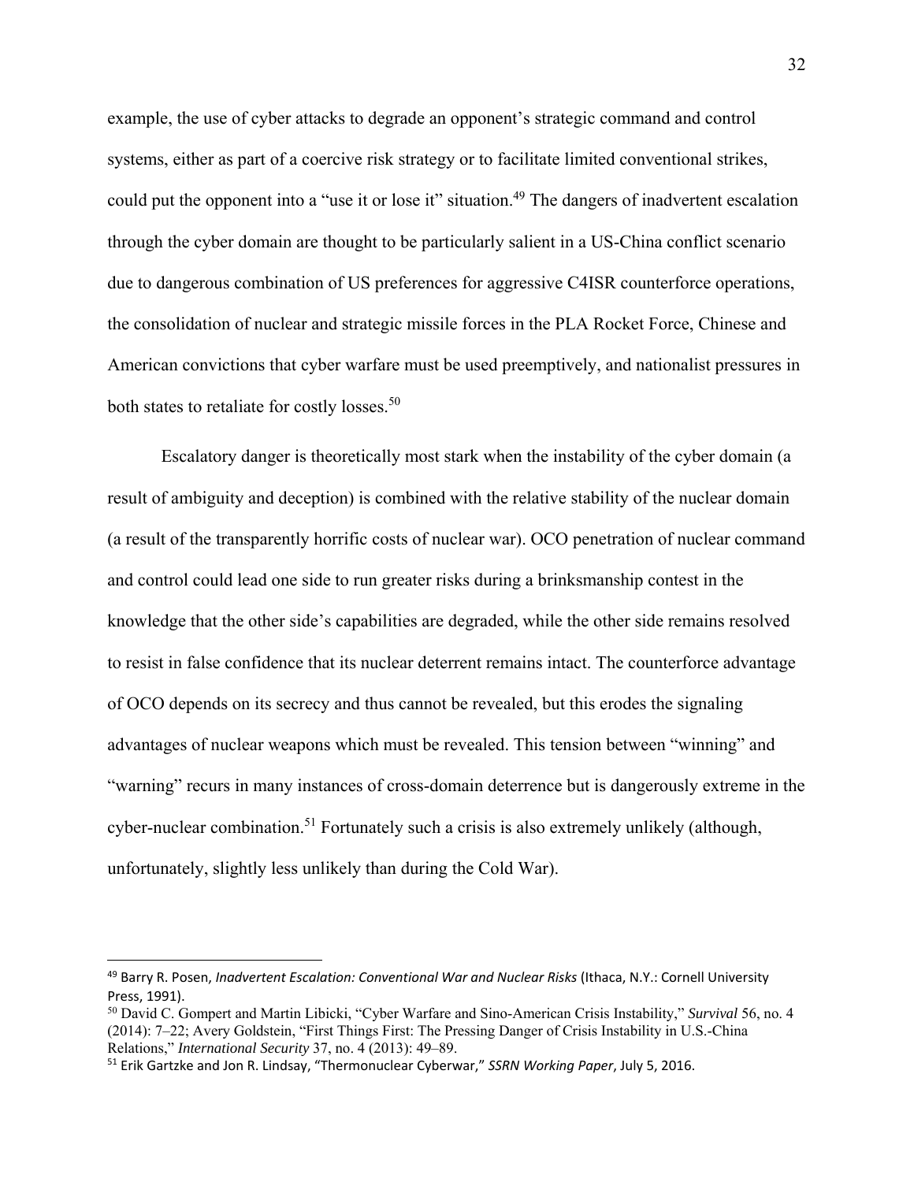example, the use of cyber attacks to degrade an opponent's strategic command and control systems, either as part of a coercive risk strategy or to facilitate limited conventional strikes, could put the opponent into a "use it or lose it" situation.[49] The dangers of inadvertent escalation through the cyber domain are thought to be particularly salient in a US-China conflict scenario due to dangerous combination of US preferences for aggressive C4ISR counterforce operations, the consolidation of nuclear and strategic missile forces in the PLA Rocket Force, Chinese and American convictions that cyber warfare must be used preemptively, and nationalist pressures in both states to retaliate for costly losses.[50]

Escalatory danger is theoretically most stark when the instability of the cyber domain (a result of ambiguity and deception) is combined with the relative stability of the nuclear domain (a result of the transparently horrific costs of nuclear war). OCO penetration of nuclear command and control could lead one side to run greater risks during a brinksmanship contest in the knowledge that the other side's capabilities are degraded, while the other side remains resolved to resist in false confidence that its nuclear deterrent remains intact. The counterforce advantage of OCO depends on its secrecy and thus cannot be revealed, but this erodes the signaling advantages of nuclear weapons which must be revealed. This tension between "winning" and "warning" recurs in many instances of cross-domain deterrence but is dangerously extreme in the cyber-nuclear combination.[51] Fortunately such a crisis is also extremely unlikely (although, unfortunately, slightly less unlikely than during the Cold War).

---

[49] Barry R. Posen, *Inadvertent Escalation: Conventional War and Nuclear Risks* (Ithaca, N.Y.: Cornell University Press, 1991).

[50] David C. Gompert and Martin Libicki, "Cyber Warfare and Sino-American Crisis Instability," *Survival* 56, no. 4 (2014): 7–22; Avery Goldstein, "First Things First: The Pressing Danger of Crisis Instability in U.S.-China Relations," *International Security* 37, no. 4 (2013): 49–89.

[51] Erik Gartzke and Jon R. Lindsay, "Thermonuclear Cyberwar," *SSRN Working Paper*, July 5, 2016.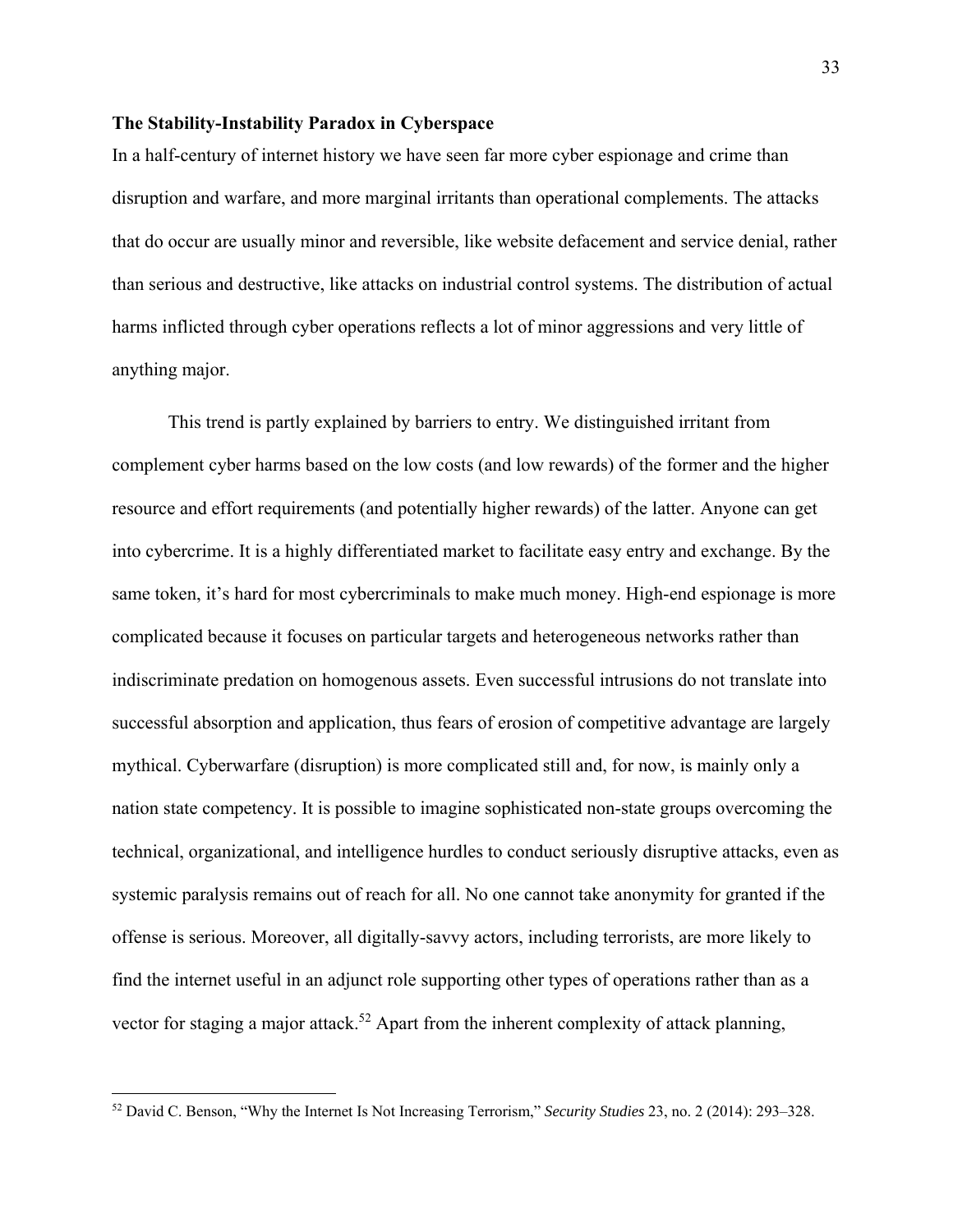### The Stability-Instability Paradox in Cyberspace

In a half-century of internet history we have seen far more cyber espionage and crime than disruption and warfare, and more marginal irritants than operational complements. The attacks that do occur are usually minor and reversible, like website defacement and service denial, rather than serious and destructive, like attacks on industrial control systems. The distribution of actual harms inflicted through cyber operations reflects a lot of minor aggressions and very little of anything major.

This trend is partly explained by barriers to entry. We distinguished irritant from complement cyber harms based on the low costs (and low rewards) of the former and the higher resource and effort requirements (and potentially higher rewards) of the latter. Anyone can get into cybercrime. It is a highly differentiated market to facilitate easy entry and exchange. By the same token, it's hard for most cybercriminals to make much money. High-end espionage is more complicated because it focuses on particular targets and heterogeneous networks rather than indiscriminate predation on homogenous assets. Even successful intrusions do not translate into successful absorption and application, thus fears of erosion of competitive advantage are largely mythical. Cyberwarfare (disruption) is more complicated still and, for now, is mainly only a nation state competency. It is possible to imagine sophisticated non-state groups overcoming the technical, organizational, and intelligence hurdles to conduct seriously disruptive attacks, even as systemic paralysis remains out of reach for all. No one cannot take anonymity for granted if the offense is serious. Moreover, all digitally-savvy actors, including terrorists, are more likely to find the internet useful in an adjunct role supporting other types of operations rather than as a vector for staging a major attack.[52] Apart from the inherent complexity of attack planning,

[52] David C. Benson, "Why the Internet Is Not Increasing Terrorism," *Security Studies* 23, no. 2 (2014): 293–328.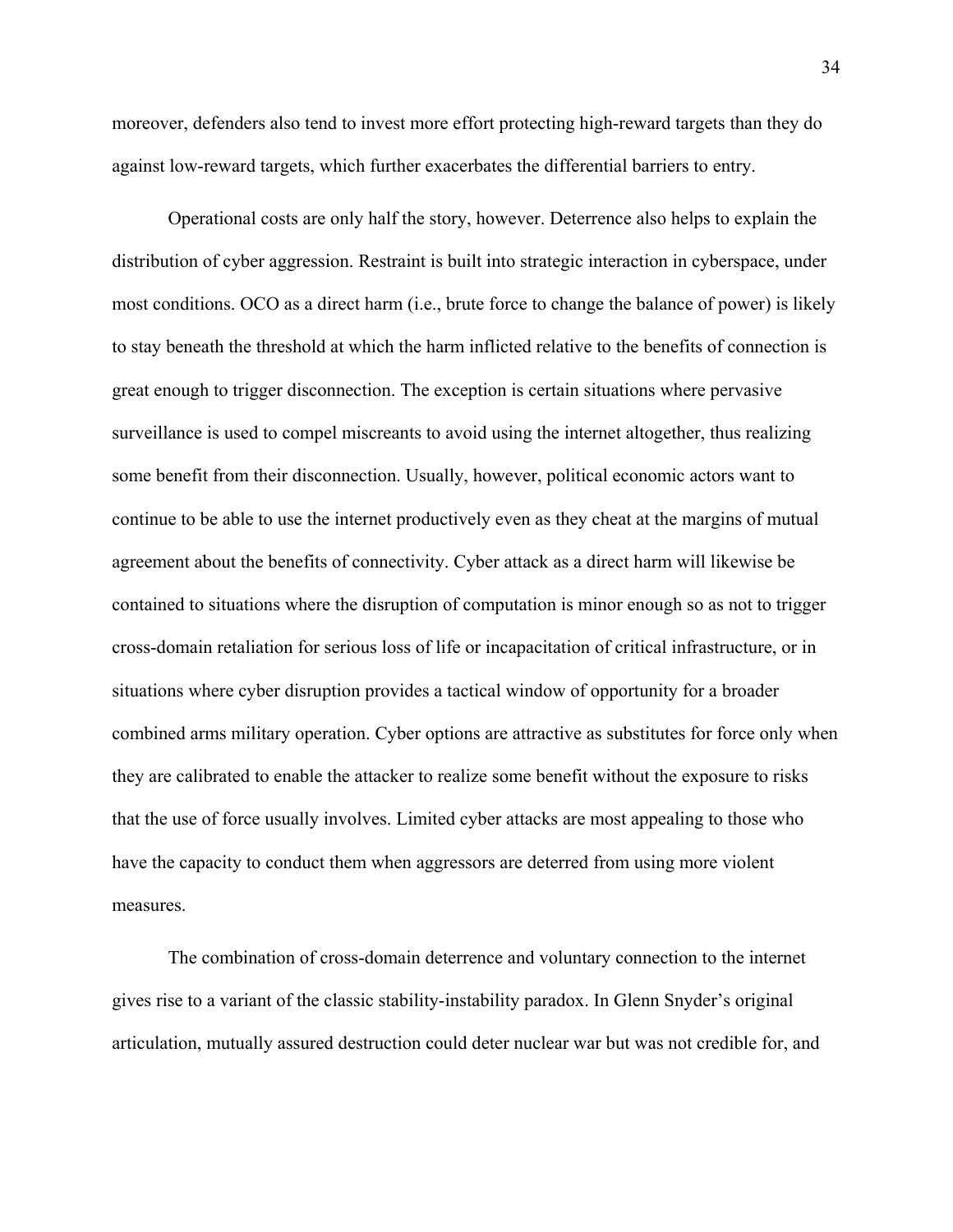moreover, defenders also tend to invest more effort protecting high-reward targets than they do against low-reward targets, which further exacerbates the differential barriers to entry.

Operational costs are only half the story, however. Deterrence also helps to explain the distribution of cyber aggression. Restraint is built into strategic interaction in cyberspace, under most conditions. OCO as a direct harm (i.e., brute force to change the balance of power) is likely to stay beneath the threshold at which the harm inflicted relative to the benefits of connection is great enough to trigger disconnection. The exception is certain situations where pervasive surveillance is used to compel miscreants to avoid using the internet altogether, thus realizing some benefit from their disconnection. Usually, however, political economic actors want to continue to be able to use the internet productively even as they cheat at the margins of mutual agreement about the benefits of connectivity. Cyber attack as a direct harm will likewise be contained to situations where the disruption of computation is minor enough so as not to trigger cross-domain retaliation for serious loss of life or incapacitation of critical infrastructure, or in situations where cyber disruption provides a tactical window of opportunity for a broader combined arms military operation. Cyber options are attractive as substitutes for force only when they are calibrated to enable the attacker to realize some benefit without the exposure to risks that the use of force usually involves. Limited cyber attacks are most appealing to those who have the capacity to conduct them when aggressors are deterred from using more violent measures.

The combination of cross-domain deterrence and voluntary connection to the internet gives rise to a variant of the classic stability-instability paradox. In Glenn Snyder's original articulation, mutually assured destruction could deter nuclear war but was not credible for, and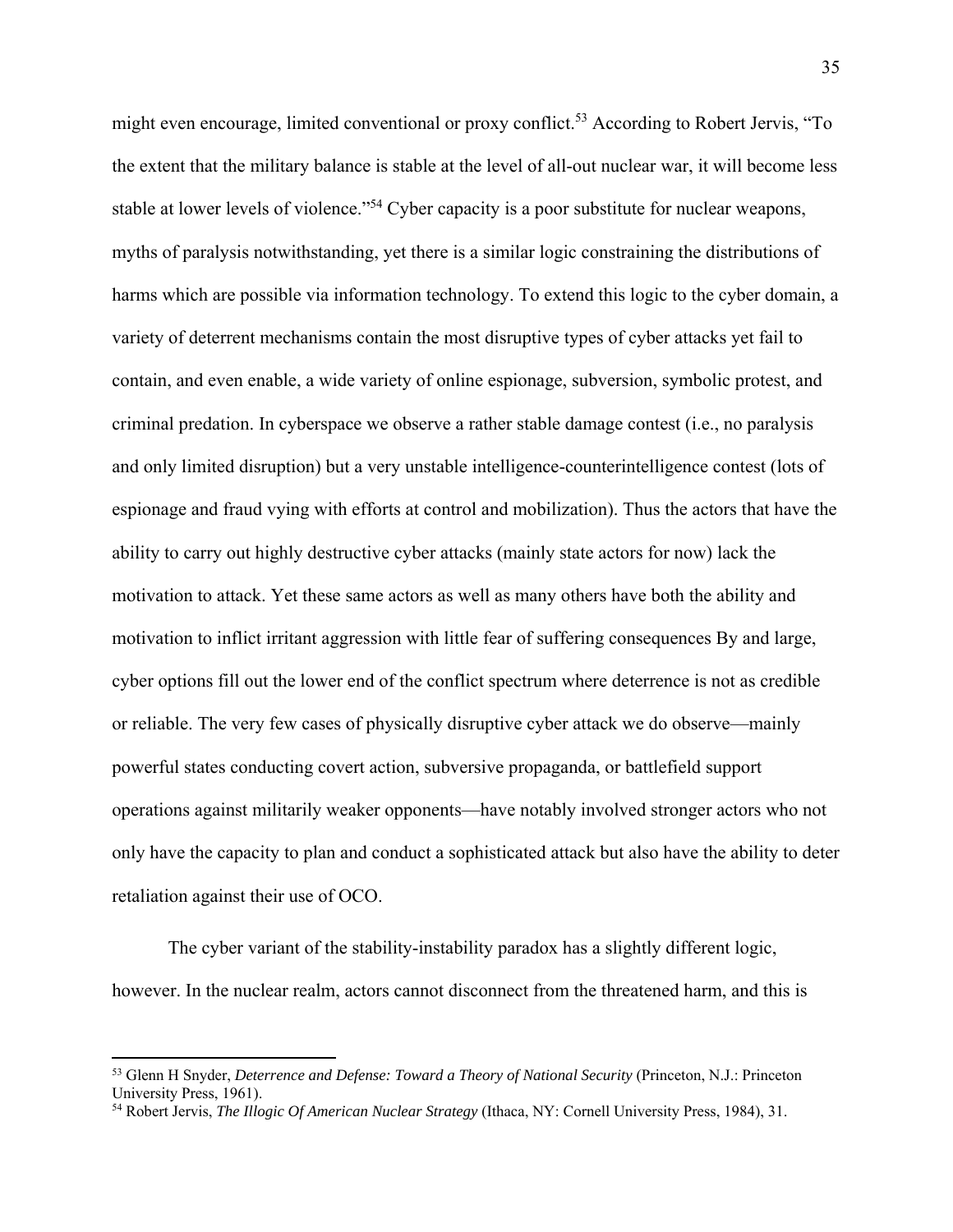might even encourage, limited conventional or proxy conflict.[53] According to Robert Jervis, "To the extent that the military balance is stable at the level of all-out nuclear war, it will become less stable at lower levels of violence."[54] Cyber capacity is a poor substitute for nuclear weapons, myths of paralysis notwithstanding, yet there is a similar logic constraining the distributions of harms which are possible via information technology. To extend this logic to the cyber domain, a variety of deterrent mechanisms contain the most disruptive types of cyber attacks yet fail to contain, and even enable, a wide variety of online espionage, subversion, symbolic protest, and criminal predation. In cyberspace we observe a rather stable damage contest (i.e., no paralysis and only limited disruption) but a very unstable intelligence-counterintelligence contest (lots of espionage and fraud vying with efforts at control and mobilization). Thus the actors that have the ability to carry out highly destructive cyber attacks (mainly state actors for now) lack the motivation to attack. Yet these same actors as well as many others have both the ability and motivation to inflict irritant aggression with little fear of suffering consequences By and large, cyber options fill out the lower end of the conflict spectrum where deterrence is not as credible or reliable. The very few cases of physically disruptive cyber attack we do observe—mainly powerful states conducting covert action, subversive propaganda, or battlefield support operations against militarily weaker opponents—have notably involved stronger actors who not only have the capacity to plan and conduct a sophisticated attack but also have the ability to deter retaliation against their use of OCO.

The cyber variant of the stability-instability paradox has a slightly different logic, however. In the nuclear realm, actors cannot disconnect from the threatened harm, and this is

---

[53] Glenn H Snyder, *Deterrence and Defense: Toward a Theory of National Security* (Princeton, N.J.: Princeton University Press, 1961).

[54] Robert Jervis, *The Illogic Of American Nuclear Strategy* (Ithaca, NY: Cornell University Press, 1984), 31.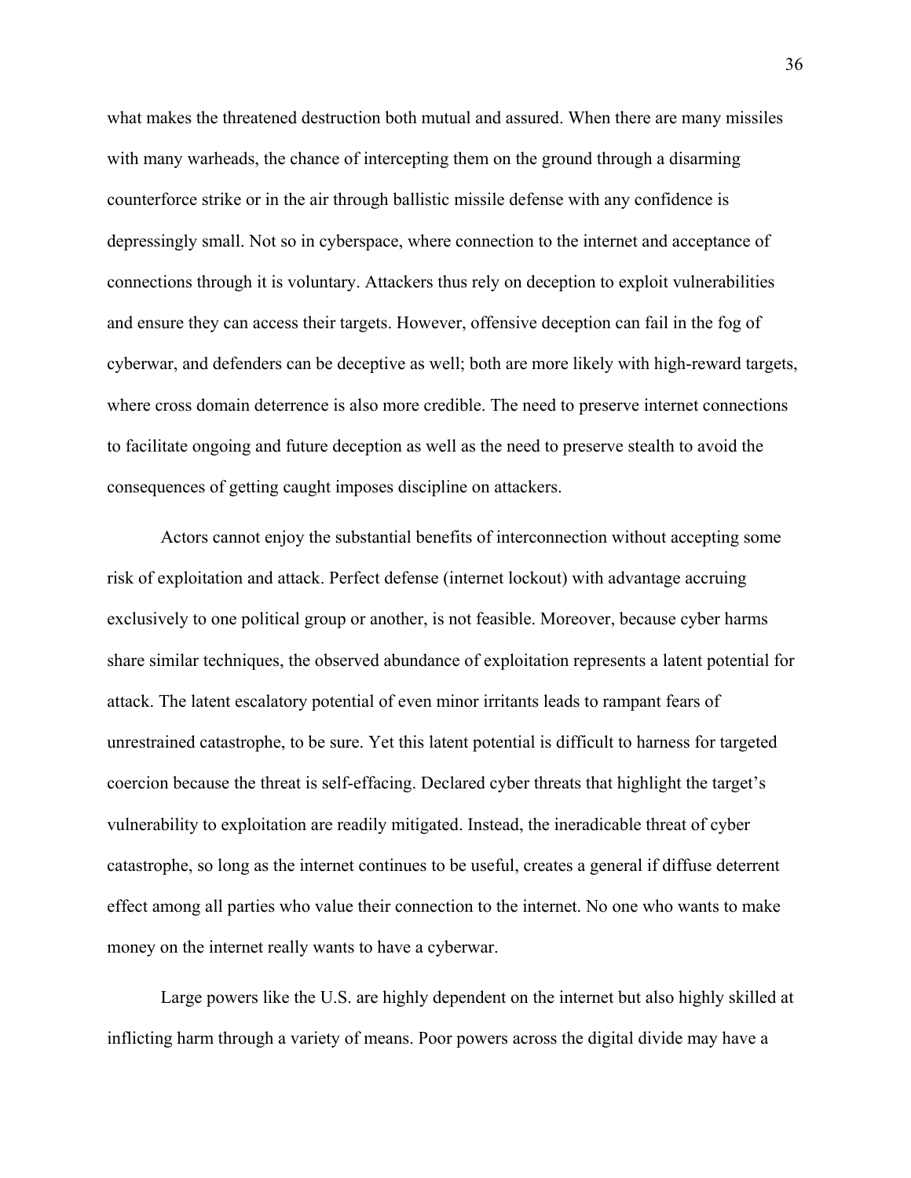what makes the threatened destruction both mutual and assured. When there are many missiles with many warheads, the chance of intercepting them on the ground through a disarming counterforce strike or in the air through ballistic missile defense with any confidence is depressingly small. Not so in cyberspace, where connection to the internet and acceptance of connections through it is voluntary. Attackers thus rely on deception to exploit vulnerabilities and ensure they can access their targets. However, offensive deception can fail in the fog of cyberwar, and defenders can be deceptive as well; both are more likely with high-reward targets, where cross domain deterrence is also more credible. The need to preserve internet connections to facilitate ongoing and future deception as well as the need to preserve stealth to avoid the consequences of getting caught imposes discipline on attackers.

Actors cannot enjoy the substantial benefits of interconnection without accepting some risk of exploitation and attack. Perfect defense (internet lockout) with advantage accruing exclusively to one political group or another, is not feasible. Moreover, because cyber harms share similar techniques, the observed abundance of exploitation represents a latent potential for attack. The latent escalatory potential of even minor irritants leads to rampant fears of unrestrained catastrophe, to be sure. Yet this latent potential is difficult to harness for targeted coercion because the threat is self-effacing. Declared cyber threats that highlight the target's vulnerability to exploitation are readily mitigated. Instead, the ineradicable threat of cyber catastrophe, so long as the internet continues to be useful, creates a general if diffuse deterrent effect among all parties who value their connection to the internet. No one who wants to make money on the internet really wants to have a cyberwar.

Large powers like the U.S. are highly dependent on the internet but also highly skilled at inflicting harm through a variety of means. Poor powers across the digital divide may have a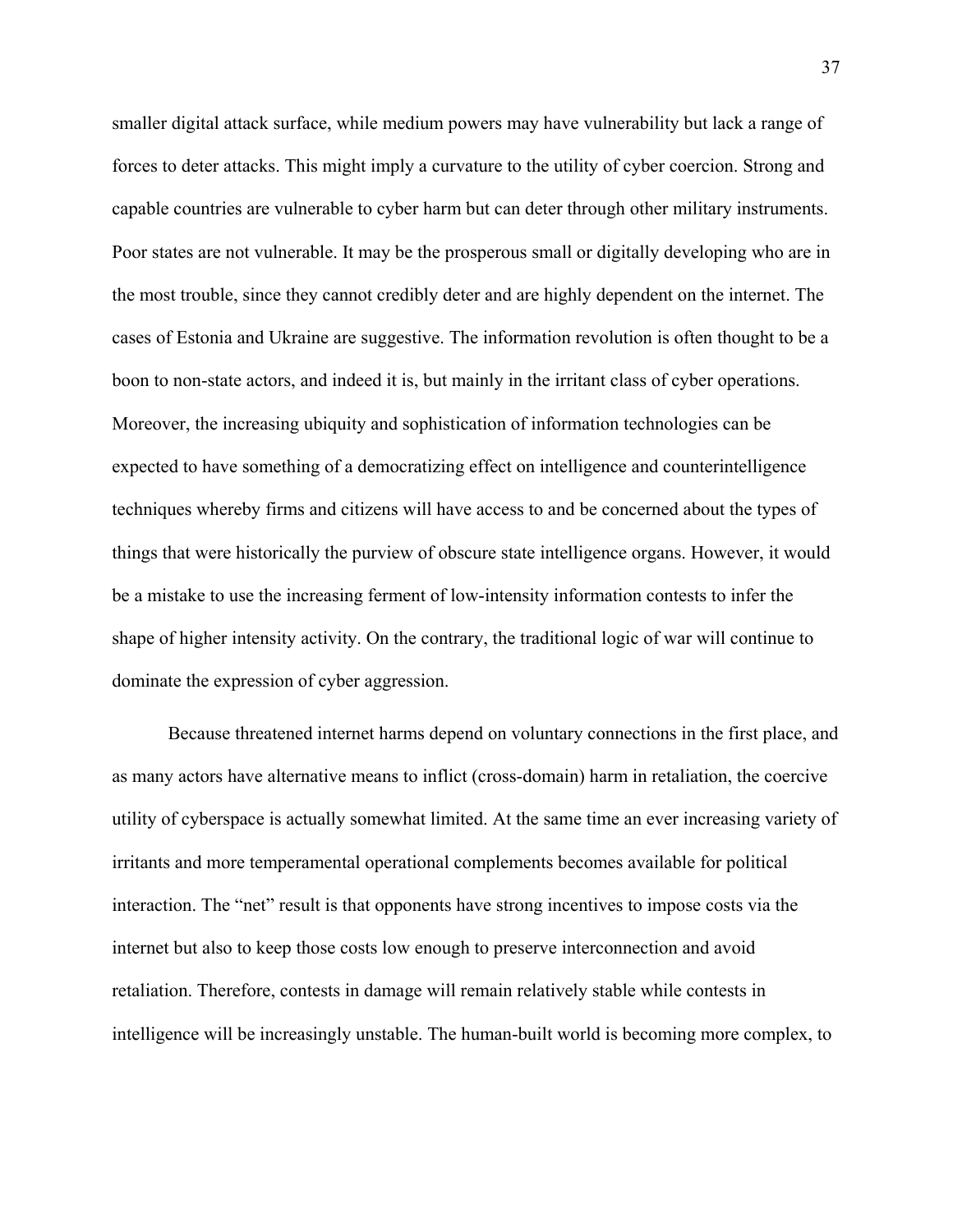smaller digital attack surface, while medium powers may have vulnerability but lack a range of forces to deter attacks. This might imply a curvature to the utility of cyber coercion. Strong and capable countries are vulnerable to cyber harm but can deter through other military instruments. Poor states are not vulnerable. It may be the prosperous small or digitally developing who are in the most trouble, since they cannot credibly deter and are highly dependent on the internet. The cases of Estonia and Ukraine are suggestive. The information revolution is often thought to be a boon to non-state actors, and indeed it is, but mainly in the irritant class of cyber operations. Moreover, the increasing ubiquity and sophistication of information technologies can be expected to have something of a democratizing effect on intelligence and counterintelligence techniques whereby firms and citizens will have access to and be concerned about the types of things that were historically the purview of obscure state intelligence organs. However, it would be a mistake to use the increasing ferment of low-intensity information contests to infer the shape of higher intensity activity. On the contrary, the traditional logic of war will continue to dominate the expression of cyber aggression.

Because threatened internet harms depend on voluntary connections in the first place, and as many actors have alternative means to inflict (cross-domain) harm in retaliation, the coercive utility of cyberspace is actually somewhat limited. At the same time an ever increasing variety of irritants and more temperamental operational complements becomes available for political interaction. The "net" result is that opponents have strong incentives to impose costs via the internet but also to keep those costs low enough to preserve interconnection and avoid retaliation. Therefore, contests in damage will remain relatively stable while contests in intelligence will be increasingly unstable. The human-built world is becoming more complex, to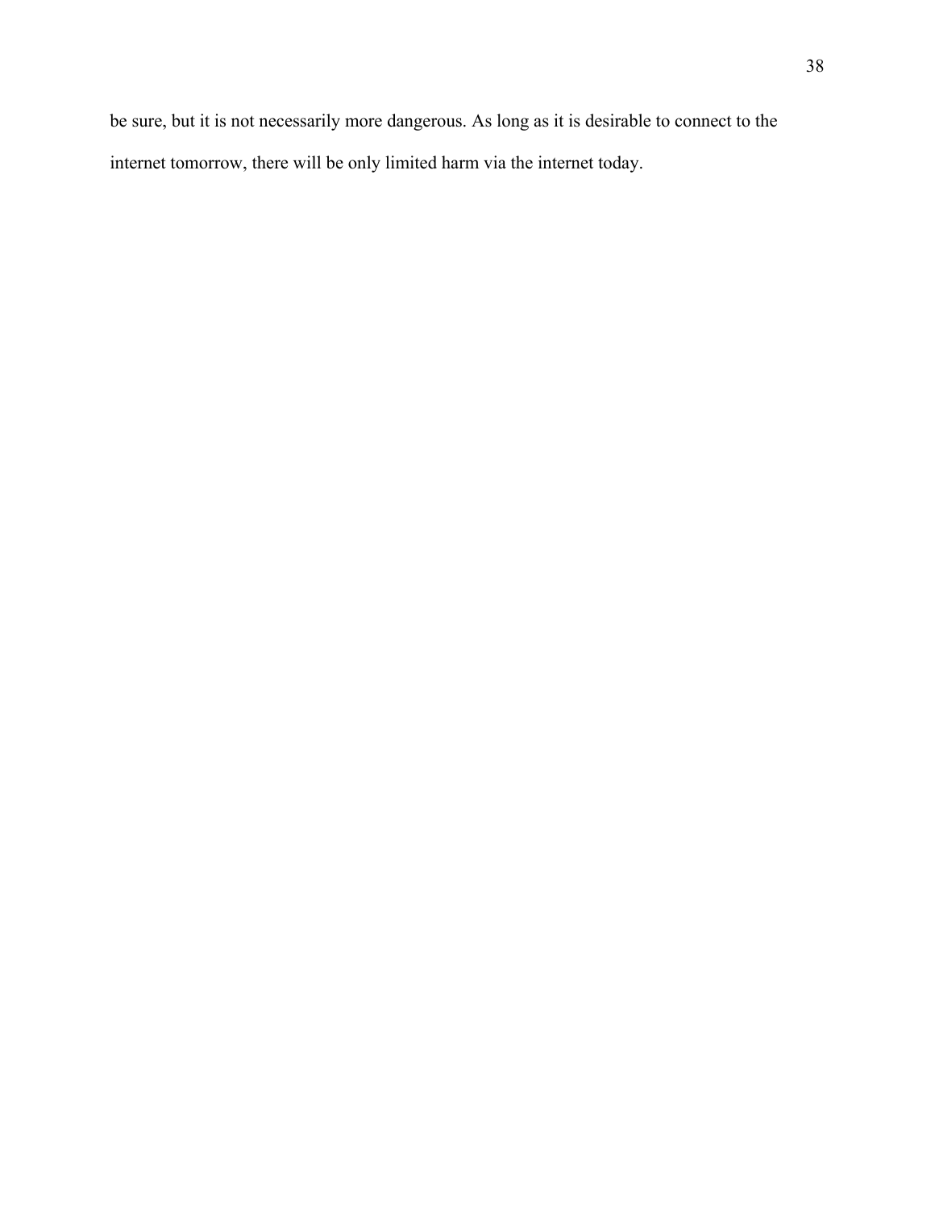be sure, but it is not necessarily more dangerous. As long as it is desirable to connect to the internet tomorrow, there will be only limited harm via the internet today.